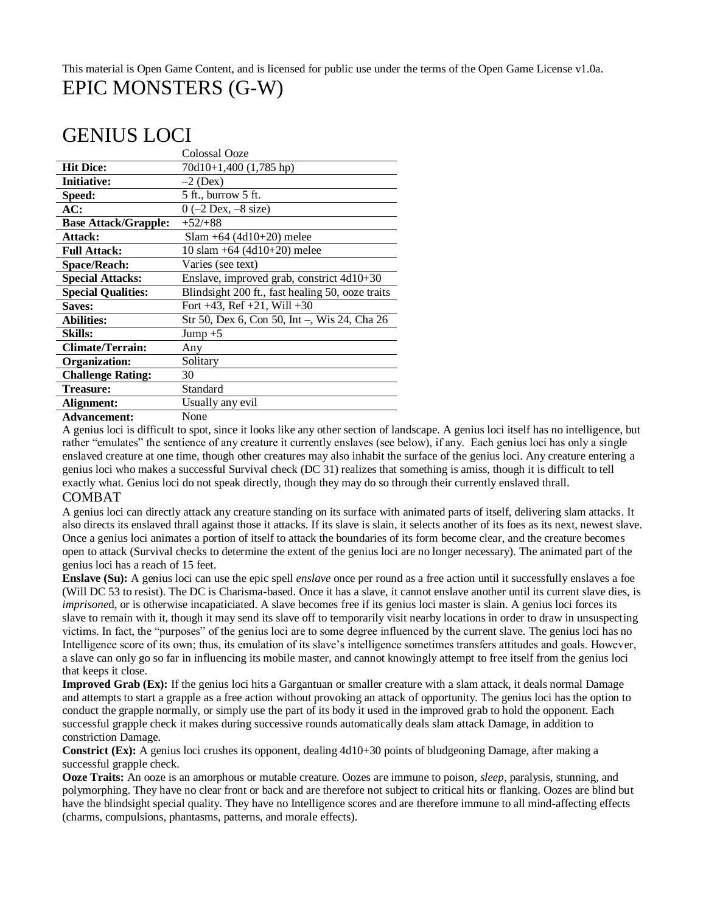This material is Open Game Content, and is licensed for public use under the terms of the Open Game License v1.0a.

# EPIC MONSTERS (G-W)

## GENIUS LOCI

| | Colossal Ooze |
|---|---|
| **Hit Dice:** | 70d10+1,400 (1,785 hp) |
| **Initiative:** | –2 (Dex) |
| **Speed:** | 5 ft., burrow 5 ft. |
| **AC:** | 0 (–2 Dex, –8 size) |
| **Base Attack/Grapple:** | +52/+88 |
| **Attack:** | Slam +64 (4d10+20) melee |
| **Full Attack:** | 10 slam +64 (4d10+20) melee |
| **Space/Reach:** | Varies (see text) |
| **Special Attacks:** | Enslave, improved grab, constrict 4d10+30 |
| **Special Qualities:** | Blindsight 200 ft., fast healing 50, ooze traits |
| **Saves:** | Fort +43, Ref +21, Will +30 |
| **Abilities:** | Str 50, Dex 6, Con 50, Int –, Wis 24, Cha 26 |
| **Skills:** | Jump +5 |
| **Climate/Terrain:** | Any |
| **Organization:** | Solitary |
| **Challenge Rating:** | 30 |
| **Treasure:** | Standard |
| **Alignment:** | Usually any evil |
| **Advancement:** | None |

A genius loci is difficult to spot, since it looks like any other section of landscape. A genius loci itself has no intelligence, but rather "emulates" the sentience of any creature it currently enslaves (see below), if any. Each genius loci has only a single enslaved creature at one time, though other creatures may also inhabit the surface of the genius loci. Any creature entering a genius loci who makes a successful Survival check (DC 31) realizes that something is amiss, though it is difficult to tell exactly what. Genius loci do not speak directly, though they may do so through their currently enslaved thrall.

### COMBAT

A genius loci can directly attack any creature standing on its surface with animated parts of itself, delivering slam attacks. It also directs its enslaved thrall against those it attacks. If its slave is slain, it selects another of its foes as its next, newest slave. Once a genius loci animates a portion of itself to attack the boundaries of its form become clear, and the creature becomes open to attack (Survival checks to determine the extent of the genius loci are no longer necessary). The animated part of the genius loci has a reach of 15 feet.

**Enslave (Su):** A genius loci can use the epic spell *enslave* once per round as a free action until it successfully enslaves a foe (Will DC 53 to resist). The DC is Charisma-based. Once it has a slave, it cannot enslave another until its current slave dies, is *imprisone*d, or is otherwise incapaciticated. A slave becomes free if its genius loci master is slain. A genius loci forces its slave to remain with it, though it may send its slave off to temporarily visit nearby locations in order to draw in unsuspecting victims. In fact, the "purposes" of the genius loci are to some degree influenced by the current slave. The genius loci has no Intelligence score of its own; thus, its emulation of its slave's intelligence sometimes transfers attitudes and goals. However, a slave can only go so far in influencing its mobile master, and cannot knowingly attempt to free itself from the genius loci that keeps it close.

**Improved Grab (Ex):** If the genius loci hits a Gargantuan or smaller creature with a slam attack, it deals normal Damage and attempts to start a grapple as a free action without provoking an attack of opportunity. The genius loci has the option to conduct the grapple normally, or simply use the part of its body it used in the improved grab to hold the opponent. Each successful grapple check it makes during successive rounds automatically deals slam attack Damage, in addition to constriction Damage.

**Constrict (Ex):** A genius loci crushes its opponent, dealing 4d10+30 points of bludgeoning Damage, after making a successful grapple check.

**Ooze Traits:** An ooze is an amorphous or mutable creature. Oozes are immune to poison, *sleep*, paralysis, stunning, and polymorphing. They have no clear front or back and are therefore not subject to critical hits or flanking. Oozes are blind but have the blindsight special quality. They have no Intelligence scores and are therefore immune to all mind-affecting effects (charms, compulsions, phantasms, patterns, and morale effects).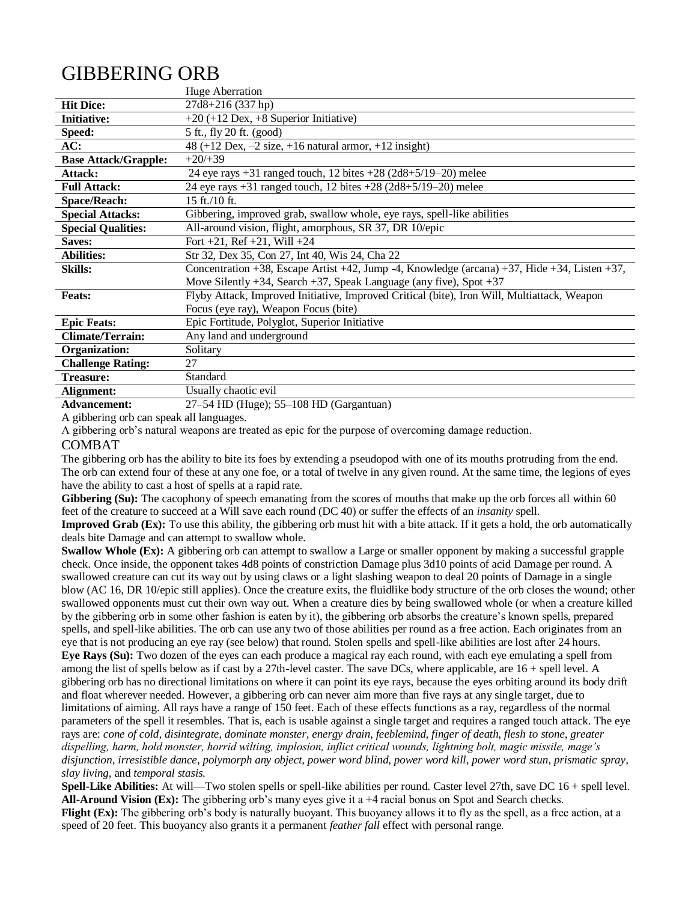# GIBBERING ORB

| | Huge Aberration |
|---|---|
| **Hit Dice:** | 27d8+216 (337 hp) |
| **Initiative:** | +20 (+12 Dex, +8 Superior Initiative) |
| **Speed:** | 5 ft., fly 20 ft. (good) |
| **AC:** | 48 (+12 Dex, –2 size, +16 natural armor, +12 insight) |
| **Base Attack/Grapple:** | +20/+39 |
| **Attack:** | 24 eye rays +31 ranged touch, 12 bites +28 (2d8+5/19–20) melee |
| **Full Attack:** | 24 eye rays +31 ranged touch, 12 bites +28 (2d8+5/19–20) melee |
| **Space/Reach:** | 15 ft./10 ft. |
| **Special Attacks:** | Gibbering, improved grab, swallow whole, eye rays, spell-like abilities |
| **Special Qualities:** | All-around vision, flight, amorphous, SR 37, DR 10/epic |
| **Saves:** | Fort +21, Ref +21, Will +24 |
| **Abilities:** | Str 32, Dex 35, Con 27, Int 40, Wis 24, Cha 22 |
| **Skills:** | Concentration +38, Escape Artist +42, Jump -4, Knowledge (arcana) +37, Hide +34, Listen +37, Move Silently +34, Search +37, Speak Language (any five), Spot +37 |
| **Feats:** | Flyby Attack, Improved Initiative, Improved Critical (bite), Iron Will, Multiattack, Weapon Focus (eye ray), Weapon Focus (bite) |
| **Epic Feats:** | Epic Fortitude, Polyglot, Superior Initiative |
| **Climate/Terrain:** | Any land and underground |
| **Organization:** | Solitary |
| **Challenge Rating:** | 27 |
| **Treasure:** | Standard |
| **Alignment:** | Usually chaotic evil |
| **Advancement:** | 27–54 HD (Huge); 55–108 HD (Gargantuan) |

A gibbering orb can speak all languages.

A gibbering orb's natural weapons are treated as epic for the purpose of overcoming damage reduction.

## COMBAT

The gibbering orb has the ability to bite its foes by extending a pseudopod with one of its mouths protruding from the end. The orb can extend four of these at any one foe, or a total of twelve in any given round. At the same time, the legions of eyes have the ability to cast a host of spells at a rapid rate.

**Gibbering (Su):** The cacophony of speech emanating from the scores of mouths that make up the orb forces all within 60 feet of the creature to succeed at a Will save each round (DC 40) or suffer the effects of an *insanity* spell.

**Improved Grab (Ex):** To use this ability, the gibbering orb must hit with a bite attack. If it gets a hold, the orb automatically deals bite Damage and can attempt to swallow whole.

**Swallow Whole (Ex):** A gibbering orb can attempt to swallow a Large or smaller opponent by making a successful grapple check. Once inside, the opponent takes 4d8 points of constriction Damage plus 3d10 points of acid Damage per round. A swallowed creature can cut its way out by using claws or a light slashing weapon to deal 20 points of Damage in a single blow (AC 16, DR 10/epic still applies). Once the creature exits, the fluidlike body structure of the orb closes the wound; other swallowed opponents must cut their own way out. When a creature dies by being swallowed whole (or when a creature killed by the gibbering orb in some other fashion is eaten by it), the gibbering orb absorbs the creature's known spells, prepared spells, and spell-like abilities. The orb can use any two of those abilities per round as a free action. Each originates from an eye that is not producing an eye ray (see below) that round. Stolen spells and spell-like abilities are lost after 24 hours.

**Eye Rays (Su):** Two dozen of the eyes can each produce a magical ray each round, with each eye emulating a spell from among the list of spells below as if cast by a 27th-level caster. The save DCs, where applicable, are 16 + spell level. A gibbering orb has no directional limitations on where it can point its eye rays, because the eyes orbiting around its body drift and float wherever needed. However, a gibbering orb can never aim more than five rays at any single target, due to limitations of aiming. All rays have a range of 150 feet. Each of these effects functions as a ray, regardless of the normal parameters of the spell it resembles. That is, each is usable against a single target and requires a ranged touch attack. The eye rays are: *cone of cold, disintegrate, dominate monster, energy drain, feeblemind, finger of death, flesh to stone, greater dispelling, harm, hold monster, horrid wilting, implosion, inflict critical wounds, lightning bolt, magic missile, mage's disjunction, irresistible dance, polymorph any object, power word blind, power word kill, power word stun, prismatic spray, slay living,* and *temporal stasis.*

**Spell-Like Abilities:** At will—Two stolen spells or spell-like abilities per round. Caster level 27th, save DC 16 + spell level.

**All-Around Vision (Ex):** The gibbering orb's many eyes give it a +4 racial bonus on Spot and Search checks.

**Flight (Ex):** The gibbering orb's body is naturally buoyant. This buoyancy allows it to fly as the spell, as a free action, at a speed of 20 feet. This buoyancy also grants it a permanent *feather fall* effect with personal range.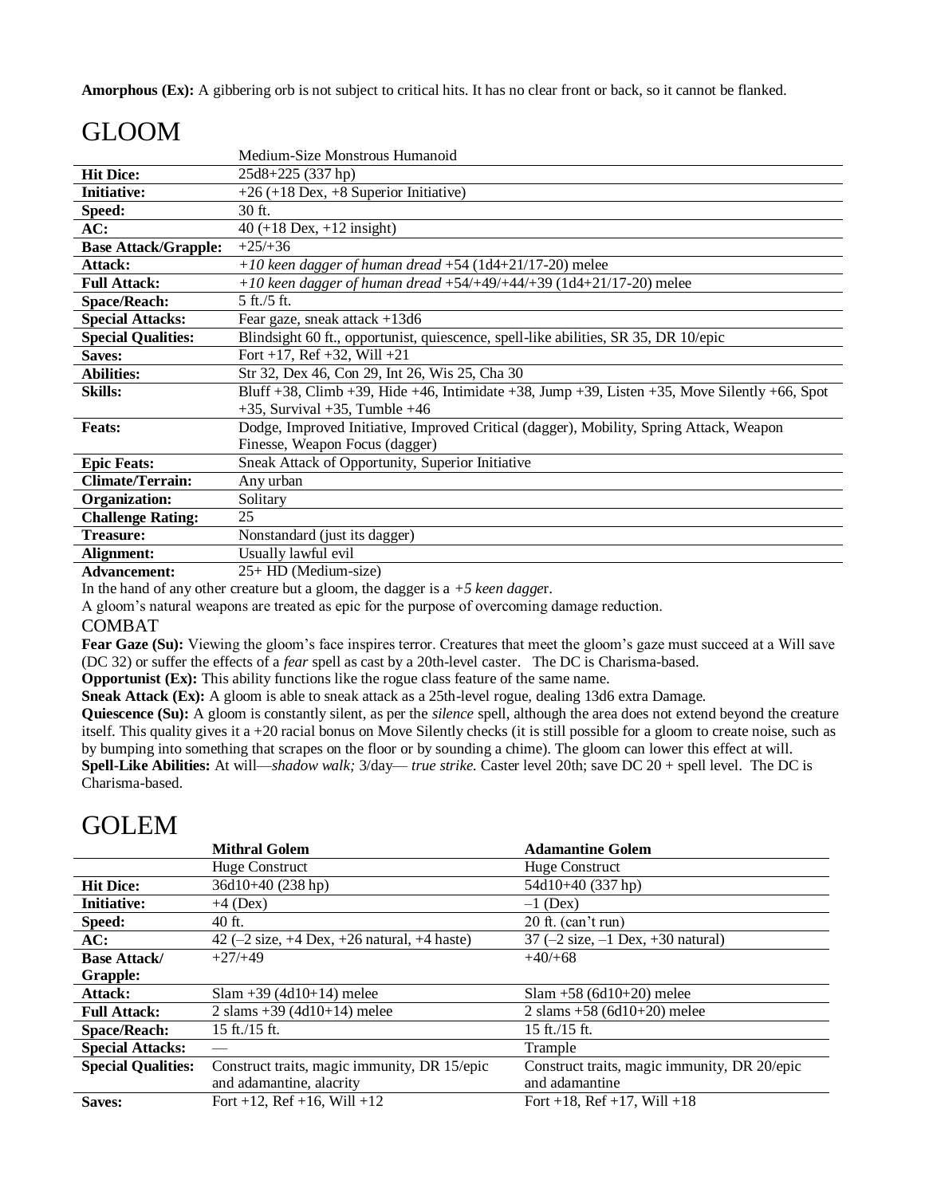**Amorphous (Ex):** A gibbering orb is not subject to critical hits. It has no clear front or back, so it cannot be flanked.

# GLOOM

| | Medium-Size Monstrous Humanoid |
|---|---|
| **Hit Dice:** | 25d8+225 (337 hp) |
| **Initiative:** | +26 (+18 Dex, +8 Superior Initiative) |
| **Speed:** | 30 ft. |
| **AC:** | 40 (+18 Dex, +12 insight) |
| **Base Attack/Grapple:** | +25/+36 |
| **Attack:** | *+10 keen dagger of human dread* +54 (1d4+21/17-20) melee |
| **Full Attack:** | *+10 keen dagger of human dread* +54/+49/+44/+39 (1d4+21/17-20) melee |
| **Space/Reach:** | 5 ft./5 ft. |
| **Special Attacks:** | Fear gaze, sneak attack +13d6 |
| **Special Qualities:** | Blindsight 60 ft., opportunist, quiescence, spell-like abilities, SR 35, DR 10/epic |
| **Saves:** | Fort +17, Ref +32, Will +21 |
| **Abilities:** | Str 32, Dex 46, Con 29, Int 26, Wis 25, Cha 30 |
| **Skills:** | Bluff +38, Climb +39, Hide +46, Intimidate +38, Jump +39, Listen +35, Move Silently +66, Spot +35, Survival +35, Tumble +46 |
| **Feats:** | Dodge, Improved Initiative, Improved Critical (dagger), Mobility, Spring Attack, Weapon Finesse, Weapon Focus (dagger) |
| **Epic Feats:** | Sneak Attack of Opportunity, Superior Initiative |
| **Climate/Terrain:** | Any urban |
| **Organization:** | Solitary |
| **Challenge Rating:** | 25 |
| **Treasure:** | Nonstandard (just its dagger) |
| **Alignment:** | Usually lawful evil |
| **Advancement:** | 25+ HD (Medium-size) |

In the hand of any other creature but a gloom, the dagger is a *+5 keen dagge*r.

A gloom's natural weapons are treated as epic for the purpose of overcoming damage reduction.

## COMBAT

**Fear Gaze (Su):** Viewing the gloom's face inspires terror. Creatures that meet the gloom's gaze must succeed at a Will save (DC 32) or suffer the effects of a *fear* spell as cast by a 20th-level caster. The DC is Charisma-based.

**Opportunist (Ex):** This ability functions like the rogue class feature of the same name.

**Sneak Attack (Ex):** A gloom is able to sneak attack as a 25th-level rogue, dealing 13d6 extra Damage.

**Quiescence (Su):** A gloom is constantly silent, as per the *silence* spell, although the area does not extend beyond the creature itself. This quality gives it a +20 racial bonus on Move Silently checks (it is still possible for a gloom to create noise, such as by bumping into something that scrapes on the floor or by sounding a chime). The gloom can lower this effect at will.

**Spell-Like Abilities:** At will—*shadow walk;* 3/day— *true strike.* Caster level 20th; save DC 20 + spell level. The DC is Charisma-based.

# GOLEM

| | **Mithral Golem** | **Adamantine Golem** |
|---|---|---|
| | Huge Construct | Huge Construct |
| **Hit Dice:** | 36d10+40 (238 hp) | 54d10+40 (337 hp) |
| **Initiative:** | +4 (Dex) | –1 (Dex) |
| **Speed:** | 40 ft. | 20 ft. (can't run) |
| **AC:** | 42 (–2 size, +4 Dex, +26 natural, +4 haste) | 37 (–2 size, –1 Dex, +30 natural) |
| **Base Attack/ Grapple:** | +27/+49 | +40/+68 |
| **Attack:** | Slam +39 (4d10+14) melee | Slam +58 (6d10+20) melee |
| **Full Attack:** | 2 slams +39 (4d10+14) melee | 2 slams +58 (6d10+20) melee |
| **Space/Reach:** | 15 ft./15 ft. | 15 ft./15 ft. |
| **Special Attacks:** | — | Trample |
| **Special Qualities:** | Construct traits, magic immunity, DR 15/epic and adamantine, alacrity | Construct traits, magic immunity, DR 20/epic and adamantine |
| **Saves:** | Fort +12, Ref +16, Will +12 | Fort +18, Ref +17, Will +18 |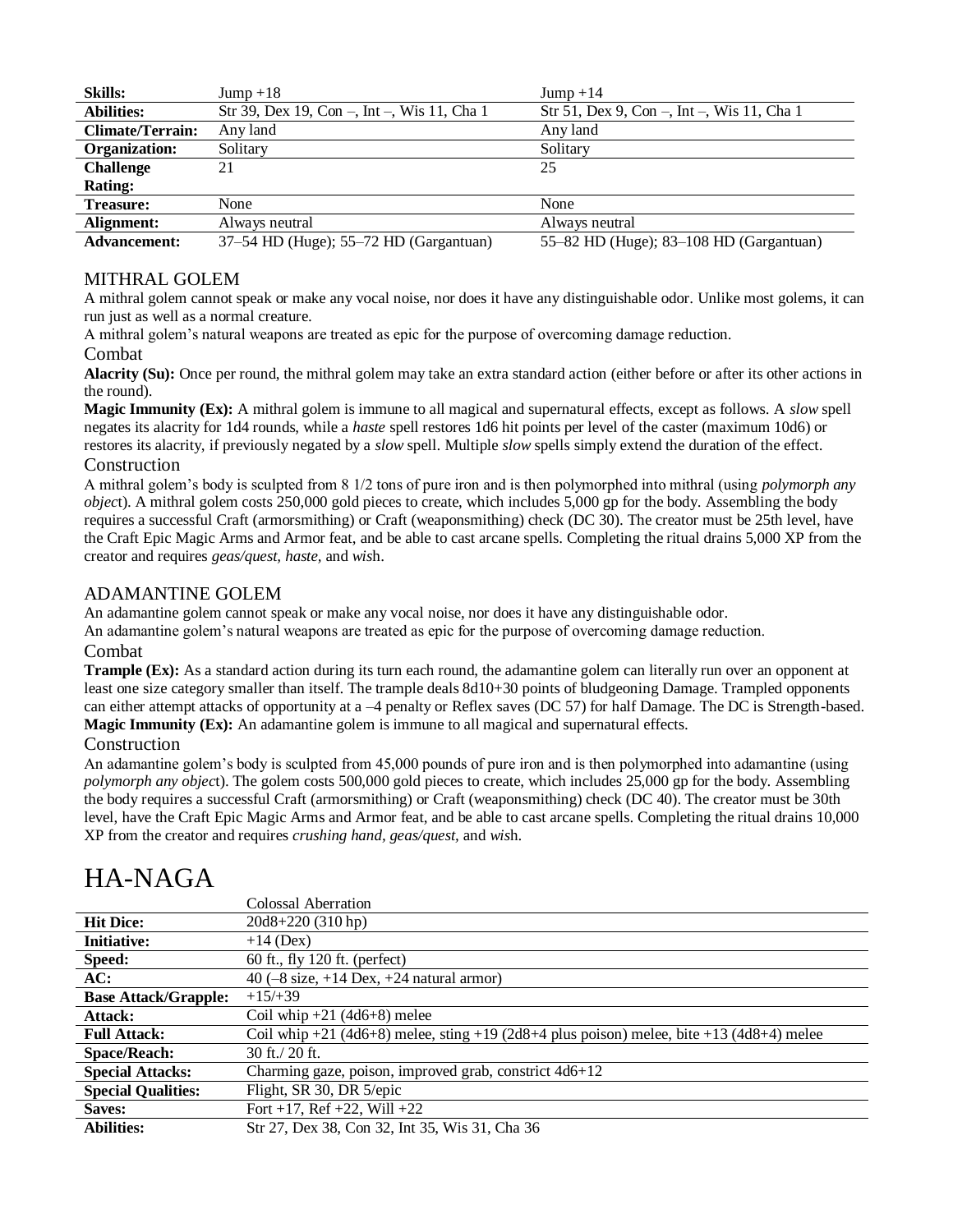| | | |
|---|---|---|
| **Skills:** | Jump +18 | Jump +14 |
| **Abilities:** | Str 39, Dex 19, Con –, Int –, Wis 11, Cha 1 | Str 51, Dex 9, Con –, Int –, Wis 11, Cha 1 |
| **Climate/Terrain:** | Any land | Any land |
| **Organization:** | Solitary | Solitary |
| **Challenge Rating:** | 21 | 25 |
| **Treasure:** | None | None |
| **Alignment:** | Always neutral | Always neutral |
| **Advancement:** | 37–54 HD (Huge); 55–72 HD (Gargantuan) | 55–82 HD (Huge); 83–108 HD (Gargantuan) |

## MITHRAL GOLEM

A mithral golem cannot speak or make any vocal noise, nor does it have any distinguishable odor. Unlike most golems, it can run just as well as a normal creature.

A mithral golem's natural weapons are treated as epic for the purpose of overcoming damage reduction.

### Combat

**Alacrity (Su):** Once per round, the mithral golem may take an extra standard action (either before or after its other actions in the round).

**Magic Immunity (Ex):** A mithral golem is immune to all magical and supernatural effects, except as follows. A *slow* spell negates its alacrity for 1d4 rounds, while a *haste* spell restores 1d6 hit points per level of the caster (maximum 10d6) or restores its alacrity, if previously negated by a *slow* spell. Multiple *slow* spells simply extend the duration of the effect.

### Construction

A mithral golem's body is sculpted from 8 1/2 tons of pure iron and is then polymorphed into mithral (using *polymorph any object*). A mithral golem costs 250,000 gold pieces to create, which includes 5,000 gp for the body. Assembling the body requires a successful Craft (armorsmithing) or Craft (weaponsmithing) check (DC 30). The creator must be 25th level, have the Craft Epic Magic Arms and Armor feat, and be able to cast arcane spells. Completing the ritual drains 5,000 XP from the creator and requires *geas/quest*, *haste*, and *wish*.

## ADAMANTINE GOLEM

An adamantine golem cannot speak or make any vocal noise, nor does it have any distinguishable odor.

An adamantine golem's natural weapons are treated as epic for the purpose of overcoming damage reduction.

### Combat

**Trample (Ex):** As a standard action during its turn each round, the adamantine golem can literally run over an opponent at least one size category smaller than itself. The trample deals 8d10+30 points of bludgeoning Damage. Trampled opponents can either attempt attacks of opportunity at a –4 penalty or Reflex saves (DC 57) for half Damage. The DC is Strength-based.

**Magic Immunity (Ex):** An adamantine golem is immune to all magical and supernatural effects.

### Construction

An adamantine golem's body is sculpted from 45,000 pounds of pure iron and is then polymorphed into adamantine (using *polymorph any object*). The golem costs 500,000 gold pieces to create, which includes 25,000 gp for the body. Assembling the body requires a successful Craft (armorsmithing) or Craft (weaponsmithing) check (DC 40). The creator must be 30th level, have the Craft Epic Magic Arms and Armor feat, and be able to cast arcane spells. Completing the ritual drains 10,000 XP from the creator and requires *crushing hand*, *geas/quest*, and *wish*.

# HA-NAGA

| | Colossal Aberration |
|---|---|
| **Hit Dice:** | 20d8+220 (310 hp) |
| **Initiative:** | +14 (Dex) |
| **Speed:** | 60 ft., fly 120 ft. (perfect) |
| **AC:** | 40 (–8 size, +14 Dex, +24 natural armor) |
| **Base Attack/Grapple:** | +15/+39 |
| **Attack:** | Coil whip +21 (4d6+8) melee |
| **Full Attack:** | Coil whip +21 (4d6+8) melee, sting +19 (2d8+4 plus poison) melee, bite +13 (4d8+4) melee |
| **Space/Reach:** | 30 ft./ 20 ft. |
| **Special Attacks:** | Charming gaze, poison, improved grab, constrict 4d6+12 |
| **Special Qualities:** | Flight, SR 30, DR 5/epic |
| **Saves:** | Fort +17, Ref +22, Will +22 |
| **Abilities:** | Str 27, Dex 38, Con 32, Int 35, Wis 31, Cha 36 |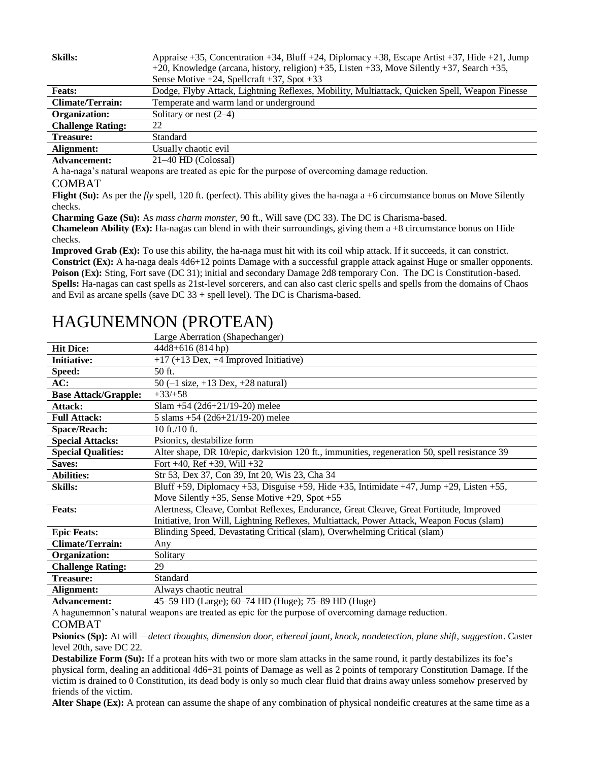| | |
|---|---|
| **Skills:** | Appraise +35, Concentration +34, Bluff +24, Diplomacy +38, Escape Artist +37, Hide +21, Jump +20, Knowledge (arcana, history, religion) +35, Listen +33, Move Silently +37, Search +35, Sense Motive +24, Spellcraft +37, Spot +33 |
| **Feats:** | Dodge, Flyby Attack, Lightning Reflexes, Mobility, Multiattack, Quicken Spell, Weapon Finesse |
| **Climate/Terrain:** | Temperate and warm land or underground |
| **Organization:** | Solitary or nest (2–4) |
| **Challenge Rating:** | 22 |
| **Treasure:** | Standard |
| **Alignment:** | Usually chaotic evil |
| **Advancement:** | 21–40 HD (Colossal) |

A ha-naga's natural weapons are treated as epic for the purpose of overcoming damage reduction.

COMBAT

**Flight (Su):** As per the *fly* spell, 120 ft. (perfect). This ability gives the ha-naga a +6 circumstance bonus on Move Silently checks.

**Charming Gaze (Su):** As *mass charm monster,* 90 ft., Will save (DC 33). The DC is Charisma-based.

**Chameleon Ability (Ex):** Ha-nagas can blend in with their surroundings, giving them a +8 circumstance bonus on Hide checks.

**Improved Grab (Ex):** To use this ability, the ha-naga must hit with its coil whip attack. If it succeeds, it can constrict.

**Constrict (Ex):** A ha-naga deals 4d6+12 points Damage with a successful grapple attack against Huge or smaller opponents.

**Poison (Ex):** Sting, Fort save (DC 31); initial and secondary Damage 2d8 temporary Con. The DC is Constitution-based.

**Spells:** Ha-nagas can cast spells as 21st-level sorcerers, and can also cast cleric spells and spells from the domains of Chaos and Evil as arcane spells (save DC 33 + spell level). The DC is Charisma-based.

# HAGUNEMNON (PROTEAN)

| | Large Aberration (Shapechanger) |
|---|---|
| **Hit Dice:** | 44d8+616 (814 hp) |
| **Initiative:** | +17 (+13 Dex, +4 Improved Initiative) |
| **Speed:** | 50 ft. |
| **AC:** | 50 (–1 size, +13 Dex, +28 natural) |
| **Base Attack/Grapple:** | +33/+58 |
| **Attack:** | Slam +54 (2d6+21/19-20) melee |
| **Full Attack:** | 5 slams +54 (2d6+21/19-20) melee |
| **Space/Reach:** | 10 ft./10 ft. |
| **Special Attacks:** | Psionics, destabilize form |
| **Special Qualities:** | Alter shape, DR 10/epic, darkvision 120 ft., immunities, regeneration 50, spell resistance 39 |
| **Saves:** | Fort +40, Ref +39, Will +32 |
| **Abilities:** | Str 53, Dex 37, Con 39, Int 20, Wis 23, Cha 34 |
| **Skills:** | Bluff +59, Diplomacy +53, Disguise +59, Hide +35, Intimidate +47, Jump +29, Listen +55, Move Silently +35, Sense Motive +29, Spot +55 |
| **Feats:** | Alertness, Cleave, Combat Reflexes, Endurance, Great Cleave, Great Fortitude, Improved Initiative, Iron Will, Lightning Reflexes, Multiattack, Power Attack, Weapon Focus (slam) |
| **Epic Feats:** | Blinding Speed, Devastating Critical (slam), Overwhelming Critical (slam) |
| **Climate/Terrain:** | Any |
| **Organization:** | Solitary |
| **Challenge Rating:** | 29 |
| **Treasure:** | Standard |
| **Alignment:** | Always chaotic neutral |
| **Advancement:** | 45–59 HD (Large); 60–74 HD (Huge); 75–89 HD (Huge) |

A hagunemnon's natural weapons are treated as epic for the purpose of overcoming damage reduction.

COMBAT

**Psionics (Sp):** At will —*detect thoughts, dimension door, ethereal jaunt, knock, nondetection, plane shift, suggestio*n. Caster level 20th, save DC 22.

**Destabilize Form (Su):** If a protean hits with two or more slam attacks in the same round, it partly destabilizes its foe's physical form, dealing an additional 4d6+31 points of Damage as well as 2 points of temporary Constitution Damage. If the victim is drained to 0 Constitution, its dead body is only so much clear fluid that drains away unless somehow preserved by friends of the victim.

**Alter Shape (Ex):** A protean can assume the shape of any combination of physical nondeific creatures at the same time as a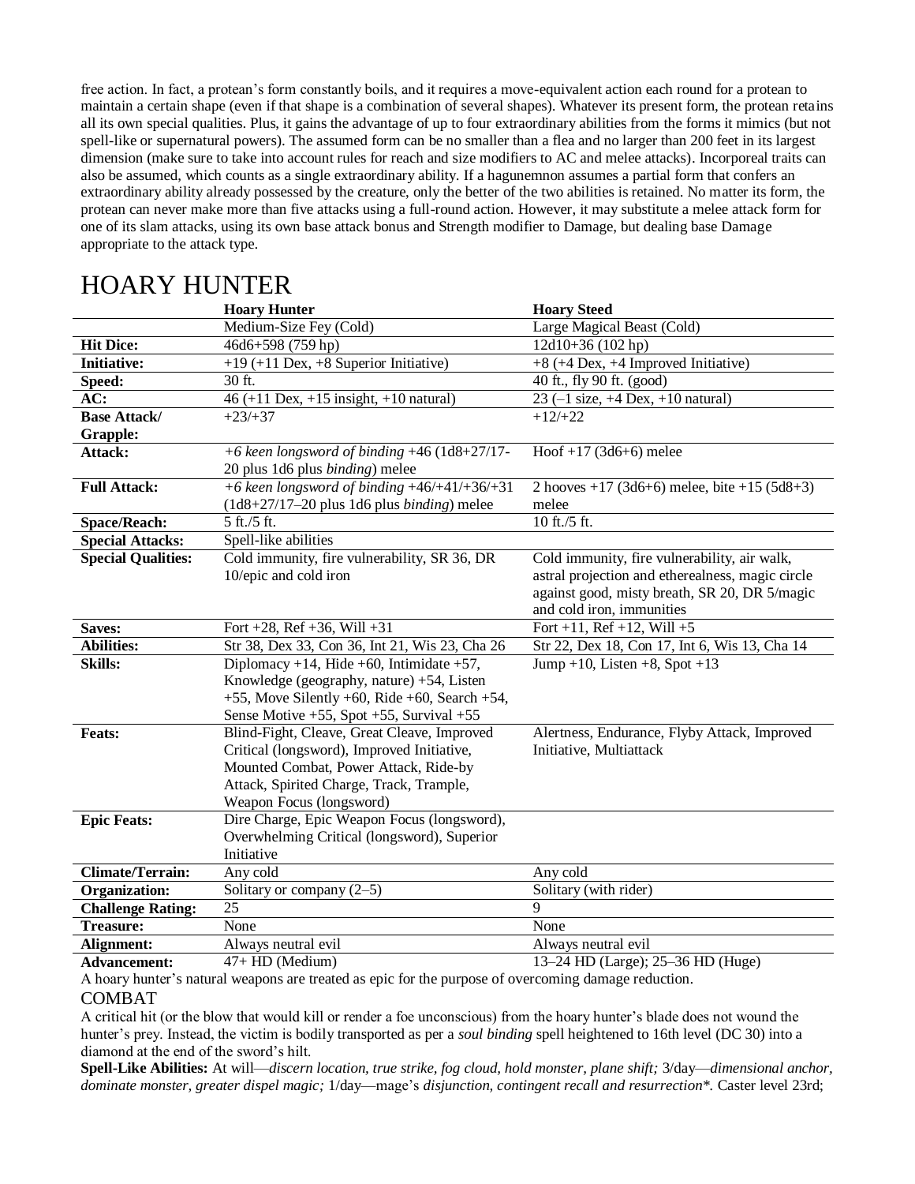free action. In fact, a protean's form constantly boils, and it requires a move-equivalent action each round for a protean to maintain a certain shape (even if that shape is a combination of several shapes). Whatever its present form, the protean retains all its own special qualities. Plus, it gains the advantage of up to four extraordinary abilities from the forms it mimics (but not spell-like or supernatural powers). The assumed form can be no smaller than a flea and no larger than 200 feet in its largest dimension (make sure to take into account rules for reach and size modifiers to AC and melee attacks). Incorporeal traits can also be assumed, which counts as a single extraordinary ability. If a hagunemnon assumes a partial form that confers an extraordinary ability already possessed by the creature, only the better of the two abilities is retained. No matter its form, the protean can never make more than five attacks using a full-round action. However, it may substitute a melee attack form for one of its slam attacks, using its own base attack bonus and Strength modifier to Damage, but dealing base Damage appropriate to the attack type.

# HOARY HUNTER

| | **Hoary Hunter** | **Hoary Steed** |
|---|---|---|
| | Medium-Size Fey (Cold) | Large Magical Beast (Cold) |
| **Hit Dice:** | 46d6+598 (759 hp) | 12d10+36 (102 hp) |
| **Initiative:** | +19 (+11 Dex, +8 Superior Initiative) | +8 (+4 Dex, +4 Improved Initiative) |
| **Speed:** | 30 ft. | 40 ft., fly 90 ft. (good) |
| **AC:** | 46 (+11 Dex, +15 insight, +10 natural) | 23 (–1 size, +4 Dex, +10 natural) |
| **Base Attack/ Grapple:** | +23/+37 | +12/+22 |
| **Attack:** | *+6 keen longsword of binding* +46 (1d8+27/17-20 plus 1d6 plus *binding*) melee | Hoof +17 (3d6+6) melee |
| **Full Attack:** | *+6 keen longsword of binding* +46/+41/+36/+31 (1d8+27/17–20 plus 1d6 plus *binding*) melee | 2 hooves +17 (3d6+6) melee, bite +15 (5d8+3) melee |
| **Space/Reach:** | 5 ft./5 ft. | 10 ft./5 ft. |
| **Special Attacks:** | Spell-like abilities | |
| **Special Qualities:** | Cold immunity, fire vulnerability, SR 36, DR 10/epic and cold iron | Cold immunity, fire vulnerability, air walk, astral projection and etherealness, magic circle against good, misty breath, SR 20, DR 5/magic and cold iron, immunities |
| **Saves:** | Fort +28, Ref +36, Will +31 | Fort +11, Ref +12, Will +5 |
| **Abilities:** | Str 38, Dex 33, Con 36, Int 21, Wis 23, Cha 26 | Str 22, Dex 18, Con 17, Int 6, Wis 13, Cha 14 |
| **Skills:** | Diplomacy +14, Hide +60, Intimidate +57, Knowledge (geography, nature) +54, Listen +55, Move Silently +60, Ride +60, Search +54, Sense Motive +55, Spot +55, Survival +55 | Jump +10, Listen +8, Spot +13 |
| **Feats:** | Blind-Fight, Cleave, Great Cleave, Improved Critical (longsword), Improved Initiative, Mounted Combat, Power Attack, Ride-by Attack, Spirited Charge, Track, Trample, Weapon Focus (longsword) | Alertness, Endurance, Flyby Attack, Improved Initiative, Multiattack |
| **Epic Feats:** | Dire Charge, Epic Weapon Focus (longsword), Overwhelming Critical (longsword), Superior Initiative | |
| **Climate/Terrain:** | Any cold | Any cold |
| **Organization:** | Solitary or company (2–5) | Solitary (with rider) |
| **Challenge Rating:** | 25 | 9 |
| **Treasure:** | None | None |
| **Alignment:** | Always neutral evil | Always neutral evil |
| **Advancement:** | 47+ HD (Medium) | 13–24 HD (Large); 25–36 HD (Huge) |

A hoary hunter's natural weapons are treated as epic for the purpose of overcoming damage reduction.

## COMBAT

A critical hit (or the blow that would kill or render a foe unconscious) from the hoary hunter's blade does not wound the hunter's prey. Instead, the victim is bodily transported as per a *soul binding* spell heightened to 16th level (DC 30) into a diamond at the end of the sword's hilt.

**Spell-Like Abilities:** At will—*discern location, true strike, fog cloud, hold monster, plane shift;* 3/day—*dimensional anchor, dominate monster, greater dispel magic;* 1/day—mage's *disjunction, contingent recall and resurrection*\*. Caster level 23rd;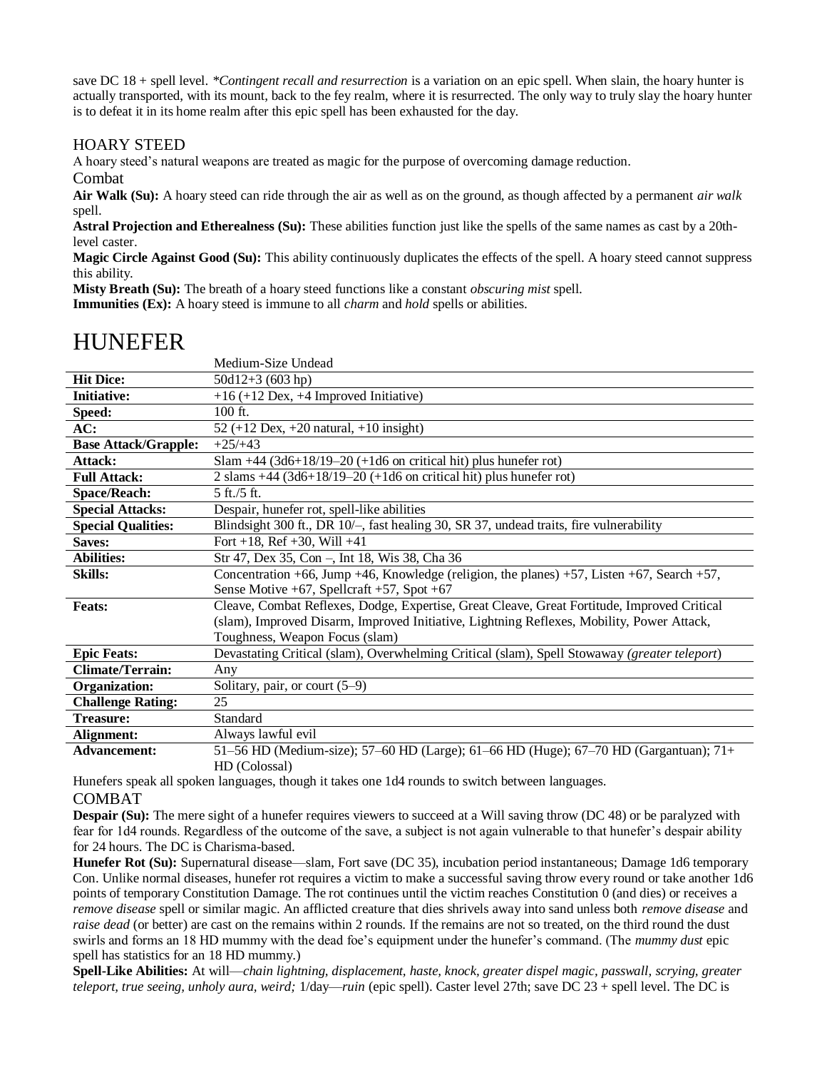save DC 18 + spell level. **Contingent recall and resurrection* is a variation on an epic spell. When slain, the hoary hunter is actually transported, with its mount, back to the fey realm, where it is resurrected. The only way to truly slay the hoary hunter is to defeat it in its home realm after this epic spell has been exhausted for the day.

## HOARY STEED

A hoary steed's natural weapons are treated as magic for the purpose of overcoming damage reduction.

### Combat

**Air Walk (Su):** A hoary steed can ride through the air as well as on the ground, as though affected by a permanent *air walk* spell.

**Astral Projection and Etherealness (Su):** These abilities function just like the spells of the same names as cast by a 20th-level caster.

**Magic Circle Against Good (Su):** This ability continuously duplicates the effects of the spell. A hoary steed cannot suppress this ability.

**Misty Breath (Su):** The breath of a hoary steed functions like a constant *obscuring mist* spell.

**Immunities (Ex):** A hoary steed is immune to all *charm* and *hold* spells or abilities.

# HUNEFER

| | Medium-Size Undead |
|---|---|
| **Hit Dice:** | 50d12+3 (603 hp) |
| **Initiative:** | +16 (+12 Dex, +4 Improved Initiative) |
| **Speed:** | 100 ft. |
| **AC:** | 52 (+12 Dex, +20 natural, +10 insight) |
| **Base Attack/Grapple:** | +25/+43 |
| **Attack:** | Slam +44 (3d6+18/19–20 (+1d6 on critical hit) plus hunefer rot) |
| **Full Attack:** | 2 slams +44 (3d6+18/19–20 (+1d6 on critical hit) plus hunefer rot) |
| **Space/Reach:** | 5 ft./5 ft. |
| **Special Attacks:** | Despair, hunefer rot, spell-like abilities |
| **Special Qualities:** | Blindsight 300 ft., DR 10/–, fast healing 30, SR 37, undead traits, fire vulnerability |
| **Saves:** | Fort +18, Ref +30, Will +41 |
| **Abilities:** | Str 47, Dex 35, Con –, Int 18, Wis 38, Cha 36 |
| **Skills:** | Concentration +66, Jump +46, Knowledge (religion, the planes) +57, Listen +67, Search +57, Sense Motive +67, Spellcraft +57, Spot +67 |
| **Feats:** | Cleave, Combat Reflexes, Dodge, Expertise, Great Cleave, Great Fortitude, Improved Critical (slam), Improved Disarm, Improved Initiative, Lightning Reflexes, Mobility, Power Attack, Toughness, Weapon Focus (slam) |
| **Epic Feats:** | Devastating Critical (slam), Overwhelming Critical (slam), Spell Stowaway *(greater teleport)* |
| **Climate/Terrain:** | Any |
| **Organization:** | Solitary, pair, or court (5–9) |
| **Challenge Rating:** | 25 |
| **Treasure:** | Standard |
| **Alignment:** | Always lawful evil |
| **Advancement:** | 51–56 HD (Medium-size); 57–60 HD (Large); 61–66 HD (Huge); 67–70 HD (Gargantuan); 71+ HD (Colossal) |

Hunefers speak all spoken languages, though it takes one 1d4 rounds to switch between languages.

### COMBAT

**Despair (Su):** The mere sight of a hunefer requires viewers to succeed at a Will saving throw (DC 48) or be paralyzed with fear for 1d4 rounds. Regardless of the outcome of the save, a subject is not again vulnerable to that hunefer's despair ability for 24 hours. The DC is Charisma-based.

**Hunefer Rot (Su):** Supernatural disease—slam, Fort save (DC 35), incubation period instantaneous; Damage 1d6 temporary Con. Unlike normal diseases, hunefer rot requires a victim to make a successful saving throw every round or take another 1d6 points of temporary Constitution Damage. The rot continues until the victim reaches Constitution 0 (and dies) or receives a *remove disease* spell or similar magic. An afflicted creature that dies shrivels away into sand unless both *remove disease* and *raise dead* (or better) are cast on the remains within 2 rounds. If the remains are not so treated, on the third round the dust swirls and forms an 18 HD mummy with the dead foe's equipment under the hunefer's command. (The *mummy dust* epic spell has statistics for an 18 HD mummy.)

**Spell-Like Abilities:** At will—*chain lightning, displacement, haste, knock, greater dispel magic, passwall, scrying, greater teleport, true seeing, unholy aura, weird;* 1/day—*ruin* (epic spell). Caster level 27th; save DC 23 + spell level. The DC is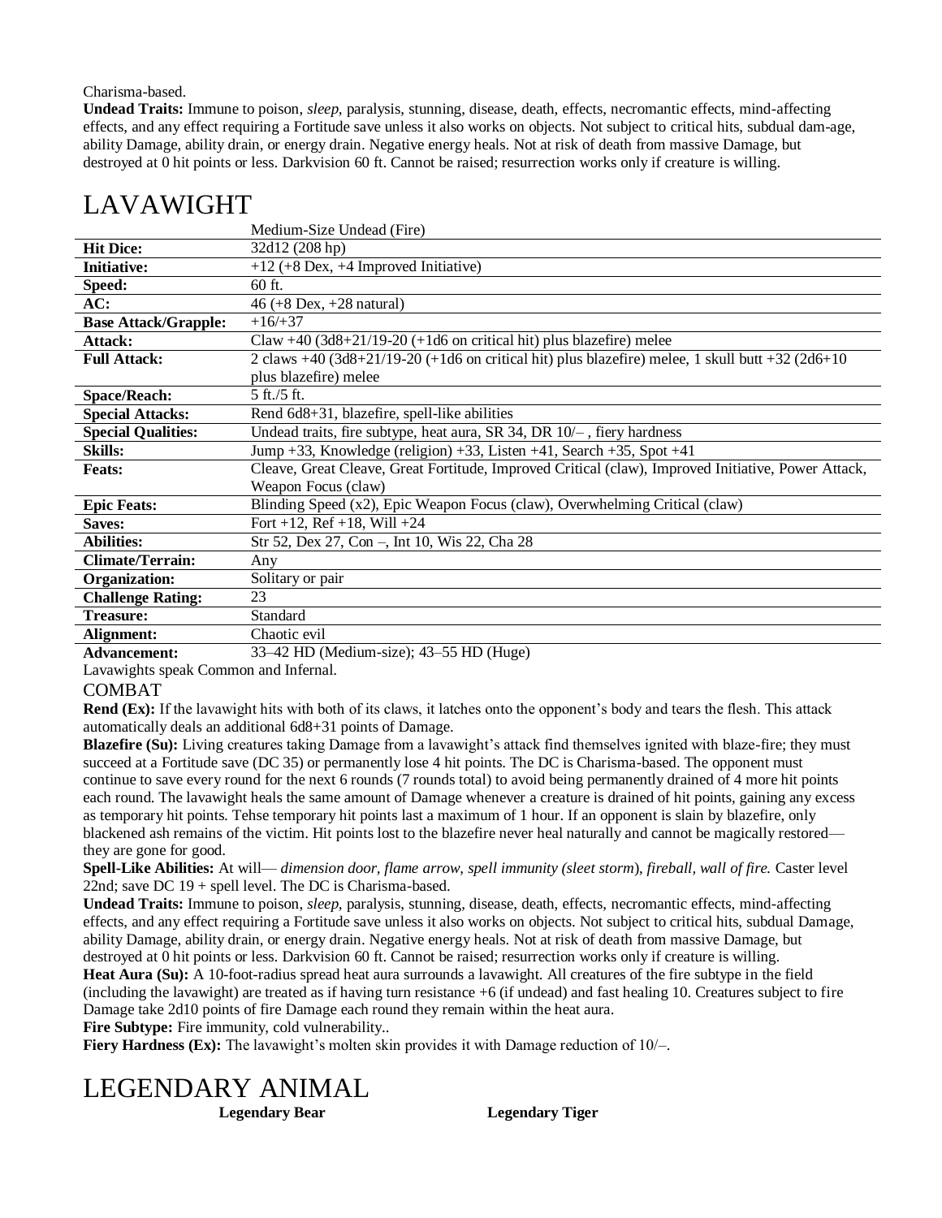Charisma-based.

**Undead Traits:** Immune to poison, *sleep*, paralysis, stunning, disease, death, effects, necromantic effects, mind-affecting effects, and any effect requiring a Fortitude save unless it also works on objects. Not subject to critical hits, subdual dam-age, ability Damage, ability drain, or energy drain. Negative energy heals. Not at risk of death from massive Damage, but destroyed at 0 hit points or less. Darkvision 60 ft. Cannot be raised; resurrection works only if creature is willing.

# LAVAWIGHT

| | Medium-Size Undead (Fire) |
|---|---|
| **Hit Dice:** | 32d12 (208 hp) |
| **Initiative:** | +12 (+8 Dex, +4 Improved Initiative) |
| **Speed:** | 60 ft. |
| **AC:** | 46 (+8 Dex, +28 natural) |
| **Base Attack/Grapple:** | +16/+37 |
| **Attack:** | Claw +40 (3d8+21/19-20 (+1d6 on critical hit) plus blazefire) melee |
| **Full Attack:** | 2 claws +40 (3d8+21/19-20 (+1d6 on critical hit) plus blazefire) melee, 1 skull butt +32 (2d6+10 plus blazefire) melee |
| **Space/Reach:** | 5 ft./5 ft. |
| **Special Attacks:** | Rend 6d8+31, blazefire, spell-like abilities |
| **Special Qualities:** | Undead traits, fire subtype, heat aura, SR 34, DR 10/– , fiery hardness |
| **Skills:** | Jump +33, Knowledge (religion) +33, Listen +41, Search +35, Spot +41 |
| **Feats:** | Cleave, Great Cleave, Great Fortitude, Improved Critical (claw), Improved Initiative, Power Attack, Weapon Focus (claw) |
| **Epic Feats:** | Blinding Speed (x2), Epic Weapon Focus (claw), Overwhelming Critical (claw) |
| **Saves:** | Fort +12, Ref +18, Will +24 |
| **Abilities:** | Str 52, Dex 27, Con –, Int 10, Wis 22, Cha 28 |
| **Climate/Terrain:** | Any |
| **Organization:** | Solitary or pair |
| **Challenge Rating:** | 23 |
| **Treasure:** | Standard |
| **Alignment:** | Chaotic evil |
| **Advancement:** | 33–42 HD (Medium-size); 43–55 HD (Huge) |

Lavawights speak Common and Infernal.

## COMBAT

**Rend (Ex):** If the lavawight hits with both of its claws, it latches onto the opponent's body and tears the flesh. This attack automatically deals an additional 6d8+31 points of Damage.

**Blazefire (Su):** Living creatures taking Damage from a lavawight's attack find themselves ignited with blaze-fire; they must succeed at a Fortitude save (DC 35) or permanently lose 4 hit points. The DC is Charisma-based. The opponent must continue to save every round for the next 6 rounds (7 rounds total) to avoid being permanently drained of 4 more hit points each round. The lavawight heals the same amount of Damage whenever a creature is drained of hit points, gaining any excess as temporary hit points. Tehse temporary hit points last a maximum of 1 hour. If an opponent is slain by blazefire, only blackened ash remains of the victim. Hit points lost to the blazefire never heal naturally and cannot be magically restored—they are gone for good.

**Spell-Like Abilities:** At will— *dimension door, flame arrow, spell immunity (sleet storm*), *fireball, wall of fire.* Caster level 22nd; save DC 19 + spell level. The DC is Charisma-based.

**Undead Traits:** Immune to poison, *sleep*, paralysis, stunning, disease, death, effects, necromantic effects, mind-affecting effects, and any effect requiring a Fortitude save unless it also works on objects. Not subject to critical hits, subdual Damage, ability Damage, ability drain, or energy drain. Negative energy heals. Not at risk of death from massive Damage, but destroyed at 0 hit points or less. Darkvision 60 ft. Cannot be raised; resurrection works only if creature is willing.

**Heat Aura (Su):** A 10-foot-radius spread heat aura surrounds a lavawight. All creatures of the fire subtype in the field (including the lavawight) are treated as if having turn resistance +6 (if undead) and fast healing 10. Creatures subject to fire Damage take 2d10 points of fire Damage each round they remain within the heat aura.

**Fire Subtype:** Fire immunity, cold vulnerability..

**Fiery Hardness (Ex):** The lavawight's molten skin provides it with Damage reduction of 10/–.

# LEGENDARY ANIMAL

**Legendary Bear** **Legendary Tiger**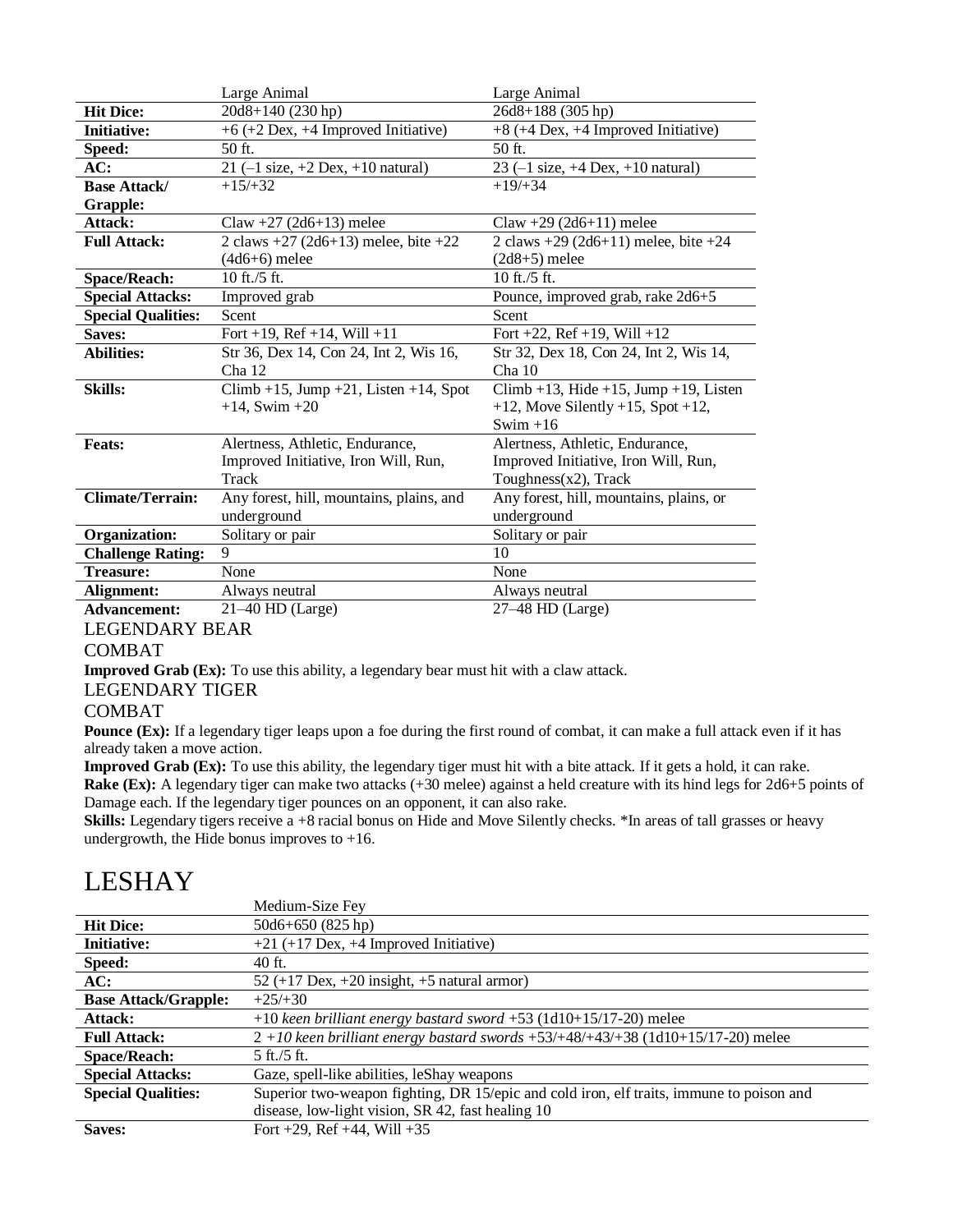| | Large Animal | Large Animal |
|---|---|---|
| **Hit Dice:** | 20d8+140 (230 hp) | 26d8+188 (305 hp) |
| **Initiative:** | +6 (+2 Dex, +4 Improved Initiative) | +8 (+4 Dex, +4 Improved Initiative) |
| **Speed:** | 50 ft. | 50 ft. |
| **AC:** | 21 (–1 size, +2 Dex, +10 natural) | 23 (–1 size, +4 Dex, +10 natural) |
| **Base Attack/ Grapple:** | +15/+32 | +19/+34 |
| **Attack:** | Claw +27 (2d6+13) melee | Claw +29 (2d6+11) melee |
| **Full Attack:** | 2 claws +27 (2d6+13) melee, bite +22 (4d6+6) melee | 2 claws +29 (2d6+11) melee, bite +24 (2d8+5) melee |
| **Space/Reach:** | 10 ft./5 ft. | 10 ft./5 ft. |
| **Special Attacks:** | Improved grab | Pounce, improved grab, rake 2d6+5 |
| **Special Qualities:** | Scent | Scent |
| **Saves:** | Fort +19, Ref +14, Will +11 | Fort +22, Ref +19, Will +12 |
| **Abilities:** | Str 36, Dex 14, Con 24, Int 2, Wis 16, Cha 12 | Str 32, Dex 18, Con 24, Int 2, Wis 14, Cha 10 |
| **Skills:** | Climb +15, Jump +21, Listen +14, Spot +14, Swim +20 | Climb +13, Hide +15, Jump +19, Listen +12, Move Silently +15, Spot +12, Swim +16 |
| **Feats:** | Alertness, Athletic, Endurance, Improved Initiative, Iron Will, Run, Track | Alertness, Athletic, Endurance, Improved Initiative, Iron Will, Run, Toughness(x2), Track |
| **Climate/Terrain:** | Any forest, hill, mountains, plains, and underground | Any forest, hill, mountains, plains, or underground |
| **Organization:** | Solitary or pair | Solitary or pair |
| **Challenge Rating:** | 9 | 10 |
| **Treasure:** | None | None |
| **Alignment:** | Always neutral | Always neutral |
| **Advancement:** | 21–40 HD (Large) | 27–48 HD (Large) |

LEGENDARY BEAR

COMBAT

**Improved Grab (Ex):** To use this ability, a legendary bear must hit with a claw attack.

LEGENDARY TIGER

COMBAT

**Pounce (Ex):** If a legendary tiger leaps upon a foe during the first round of combat, it can make a full attack even if it has already taken a move action.

**Improved Grab (Ex):** To use this ability, the legendary tiger must hit with a bite attack. If it gets a hold, it can rake.

**Rake (Ex):** A legendary tiger can make two attacks (+30 melee) against a held creature with its hind legs for 2d6+5 points of Damage each. If the legendary tiger pounces on an opponent, it can also rake.

**Skills:** Legendary tigers receive a +8 racial bonus on Hide and Move Silently checks. *In areas of tall grasses or heavy undergrowth, the Hide bonus improves to +16.

# LESHAY

| | Medium-Size Fey |
|---|---|
| **Hit Dice:** | 50d6+650 (825 hp) |
| **Initiative:** | +21 (+17 Dex, +4 Improved Initiative) |
| **Speed:** | 40 ft. |
| **AC:** | 52 (+17 Dex, +20 insight, +5 natural armor) |
| **Base Attack/Grapple:** | +25/+30 |
| **Attack:** | +10 *keen brilliant energy bastard sword* +53 (1d10+15/17-20) melee |
| **Full Attack:** | 2 *+10 keen brilliant energy bastard swords* +53/+48/+43/+38 (1d10+15/17-20) melee |
| **Space/Reach:** | 5 ft./5 ft. |
| **Special Attacks:** | Gaze, spell-like abilities, leShay weapons |
| **Special Qualities:** | Superior two-weapon fighting, DR 15/epic and cold iron, elf traits, immune to poison and disease, low-light vision, SR 42, fast healing 10 |
| **Saves:** | Fort +29, Ref +44, Will +35 |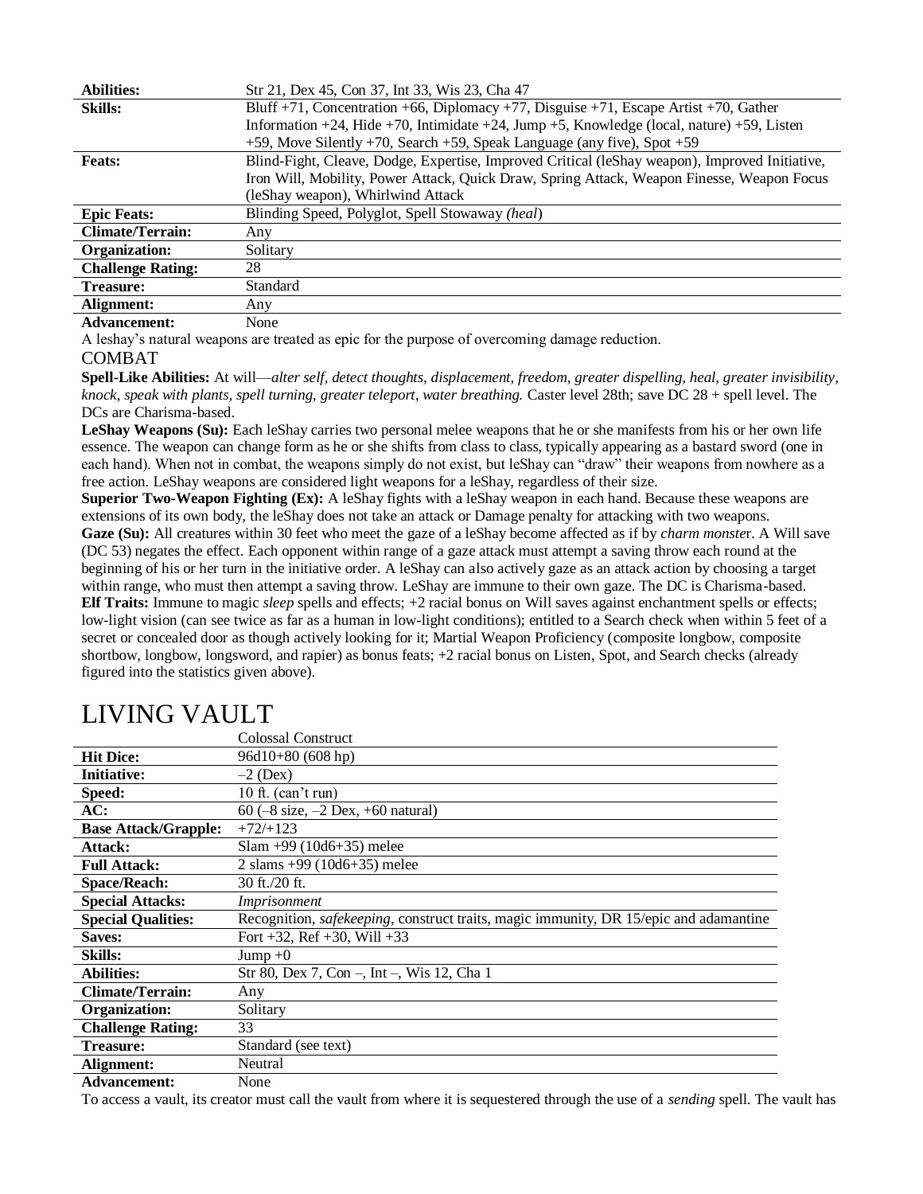| | |
|---|---|
| **Abilities:** | Str 21, Dex 45, Con 37, Int 33, Wis 23, Cha 47 |
| **Skills:** | Bluff +71, Concentration +66, Diplomacy +77, Disguise +71, Escape Artist +70, Gather Information +24, Hide +70, Intimidate +24, Jump +5, Knowledge (local, nature) +59, Listen +59, Move Silently +70, Search +59, Speak Language (any five), Spot +59 |
| **Feats:** | Blind-Fight, Cleave, Dodge, Expertise, Improved Critical (leShay weapon), Improved Initiative, Iron Will, Mobility, Power Attack, Quick Draw, Spring Attack, Weapon Finesse, Weapon Focus (leShay weapon), Whirlwind Attack |
| **Epic Feats:** | Blinding Speed, Polyglot, Spell Stowaway (*heal*) |
| **Climate/Terrain:** | Any |
| **Organization:** | Solitary |
| **Challenge Rating:** | 28 |
| **Treasure:** | Standard |
| **Alignment:** | Any |
| **Advancement:** | None |

A leshay's natural weapons are treated as epic for the purpose of overcoming damage reduction.

COMBAT

**Spell-Like Abilities:** At will—*alter self, detect thoughts, displacement, freedom, greater dispelling, heal, greater invisibility, knock, speak with plants, spell turning, greater teleport, water breathing.* Caster level 28th; save DC 28 + spell level. The DCs are Charisma-based.

**LeShay Weapons (Su):** Each leShay carries two personal melee weapons that he or she manifests from his or her own life essence. The weapon can change form as he or she shifts from class to class, typically appearing as a bastard sword (one in each hand). When not in combat, the weapons simply do not exist, but leShay can "draw" their weapons from nowhere as a free action. LeShay weapons are considered light weapons for a leShay, regardless of their size.

**Superior Two-Weapon Fighting (Ex):** A leShay fights with a leShay weapon in each hand. Because these weapons are extensions of its own body, the leShay does not take an attack or Damage penalty for attacking with two weapons.

**Gaze (Su):** All creatures within 30 feet who meet the gaze of a leShay become affected as if by *charm monster*. A Will save (DC 53) negates the effect. Each opponent within range of a gaze attack must attempt a saving throw each round at the beginning of his or her turn in the initiative order. A leShay can also actively gaze as an attack action by choosing a target within range, who must then attempt a saving throw. LeShay are immune to their own gaze. The DC is Charisma-based.

**Elf Traits:** Immune to magic *sleep* spells and effects; +2 racial bonus on Will saves against enchantment spells or effects; low-light vision (can see twice as far as a human in low-light conditions); entitled to a Search check when within 5 feet of a secret or concealed door as though actively looking for it; Martial Weapon Proficiency (composite longbow, composite shortbow, longbow, longsword, and rapier) as bonus feats; +2 racial bonus on Listen, Spot, and Search checks (already figured into the statistics given above).

# LIVING VAULT

| | Colossal Construct |
|---|---|
| **Hit Dice:** | 96d10+80 (608 hp) |
| **Initiative:** | –2 (Dex) |
| **Speed:** | 10 ft. (can't run) |
| **AC:** | 60 (–8 size, –2 Dex, +60 natural) |
| **Base Attack/Grapple:** | +72/+123 |
| **Attack:** | Slam +99 (10d6+35) melee |
| **Full Attack:** | 2 slams +99 (10d6+35) melee |
| **Space/Reach:** | 30 ft./20 ft. |
| **Special Attacks:** | *Imprisonment* |
| **Special Qualities:** | Recognition, *safekeeping*, construct traits, magic immunity, DR 15/epic and adamantine |
| **Saves:** | Fort +32, Ref +30, Will +33 |
| **Skills:** | Jump +0 |
| **Abilities:** | Str 80, Dex 7, Con –, Int –, Wis 12, Cha 1 |
| **Climate/Terrain:** | Any |
| **Organization:** | Solitary |
| **Challenge Rating:** | 33 |
| **Treasure:** | Standard (see text) |
| **Alignment:** | Neutral |
| **Advancement:** | None |

To access a vault, its creator must call the vault from where it is sequestered through the use of a *sending* spell. The vault has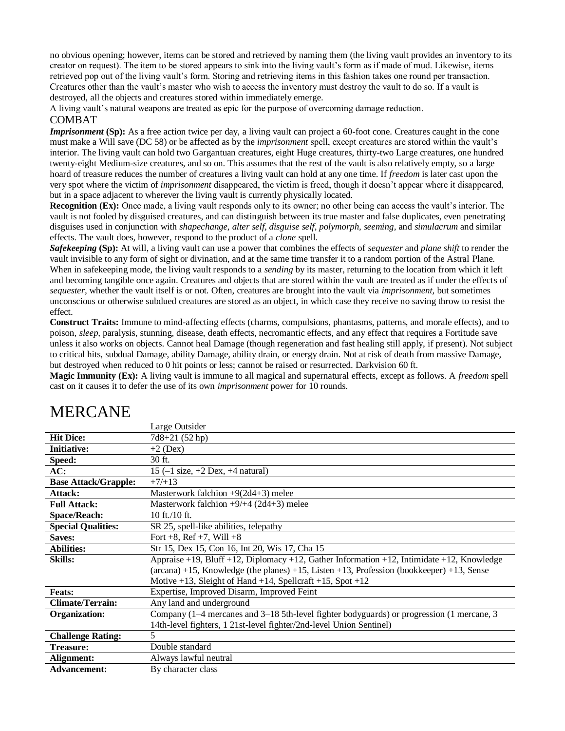no obvious opening; however, items can be stored and retrieved by naming them (the living vault provides an inventory to its creator on request). The item to be stored appears to sink into the living vault's form as if made of mud. Likewise, items retrieved pop out of the living vault's form. Storing and retrieving items in this fashion takes one round per transaction. Creatures other than the vault's master who wish to access the inventory must destroy the vault to do so. If a vault is destroyed, all the objects and creatures stored within immediately emerge.

A living vault's natural weapons are treated as epic for the purpose of overcoming damage reduction.

### COMBAT

***Imprisonment* (Sp):** As a free action twice per day, a living vault can project a 60-foot cone. Creatures caught in the cone must make a Will save (DC 58) or be affected as by the *imprisonment* spell, except creatures are stored within the vault's interior. The living vault can hold two Gargantuan creatures, eight Huge creatures, thirty-two Large creatures, one hundred twenty-eight Medium-size creatures, and so on. This assumes that the rest of the vault is also relatively empty, so a large hoard of treasure reduces the number of creatures a living vault can hold at any one time. If *freedom* is later cast upon the very spot where the victim of *imprisonment* disappeared, the victim is freed, though it doesn't appear where it disappeared, but in a space adjacent to wherever the living vault is currently physically located.

**Recognition (Ex):** Once made, a living vault responds only to its owner; no other being can access the vault's interior. The vault is not fooled by disguised creatures, and can distinguish between its true master and false duplicates, even penetrating disguises used in conjunction with *shapechange, alter self, disguise self, polymorph, seeming,* and *simulacrum* and similar effects. The vault does, however, respond to the product of a *clone* spell.

***Safekeeping* (Sp):** At will, a living vault can use a power that combines the effects of *sequester* and *plane shift* to render the vault invisible to any form of sight or divination, and at the same time transfer it to a random portion of the Astral Plane. When in safekeeping mode, the living vault responds to a *sending* by its master, returning to the location from which it left and becoming tangible once again. Creatures and objects that are stored within the vault are treated as if under the effects of *sequester,* whether the vault itself is or not. Often, creatures are brought into the vault via *imprisonment,* but sometimes unconscious or otherwise subdued creatures are stored as an object, in which case they receive no saving throw to resist the effect.

**Construct Traits:** Immune to mind-affecting effects (charms, compulsions, phantasms, patterns, and morale effects), and to poison, *sleep,* paralysis, stunning, disease, death effects, necromantic effects, and any effect that requires a Fortitude save unless it also works on objects. Cannot heal Damage (though regeneration and fast healing still apply, if present). Not subject to critical hits, subdual Damage, ability Damage, ability drain, or energy drain. Not at risk of death from massive Damage, but destroyed when reduced to 0 hit points or less; cannot be raised or resurrected. Darkvision 60 ft.

**Magic Immunity (Ex):** A living vault is immune to all magical and supernatural effects, except as follows. A *freedom* spell cast on it causes it to defer the use of its own *imprisonment* power for 10 rounds.

# MERCANE

| | Large Outsider |
|---|---|
| **Hit Dice:** | 7d8+21 (52 hp) |
| **Initiative:** | +2 (Dex) |
| **Speed:** | 30 ft. |
| **AC:** | 15 (–1 size, +2 Dex, +4 natural) |
| **Base Attack/Grapple:** | +7/+13 |
| **Attack:** | Masterwork falchion +9(2d4+3) melee |
| **Full Attack:** | Masterwork falchion +9/+4 (2d4+3) melee |
| **Space/Reach:** | 10 ft./10 ft. |
| **Special Qualities:** | SR 25, spell-like abilities, telepathy |
| **Saves:** | Fort +8, Ref +7, Will +8 |
| **Abilities:** | Str 15, Dex 15, Con 16, Int 20, Wis 17, Cha 15 |
| **Skills:** | Appraise +19, Bluff +12, Diplomacy +12, Gather Information +12, Intimidate +12, Knowledge (arcana) +15, Knowledge (the planes) +15, Listen +13, Profession (bookkeeper) +13, Sense Motive +13, Sleight of Hand +14, Spellcraft +15, Spot +12 |
| **Feats:** | Expertise, Improved Disarm, Improved Feint |
| **Climate/Terrain:** | Any land and underground |
| **Organization:** | Company (1–4 mercanes and 3–18 5th-level fighter bodyguards) or progression (1 mercane, 3 14th-level fighters, 1 21st-level fighter/2nd-level Union Sentinel) |
| **Challenge Rating:** | 5 |
| **Treasure:** | Double standard |
| **Alignment:** | Always lawful neutral |
| **Advancement:** | By character class |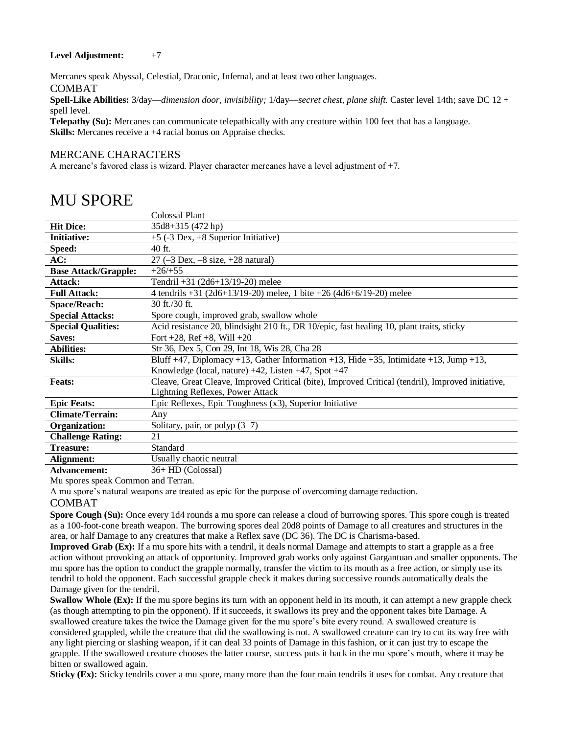**Level Adjustment:** +7

Mercanes speak Abyssal, Celestial, Draconic, Infernal, and at least two other languages.

### COMBAT

**Spell-Like Abilities:** 3/day—*dimension door, invisibility;* 1/day—*secret chest, plane shift.* Caster level 14th; save DC 12 + spell level.

**Telepathy (Su):** Mercanes can communicate telepathically with any creature within 100 feet that has a language.

**Skills:** Mercanes receive a +4 racial bonus on Appraise checks.

### MERCANE CHARACTERS

A mercane's favored class is wizard. Player character mercanes have a level adjustment of +7.

# MU SPORE

| | Colossal Plant |
|---|---|
| **Hit Dice:** | 35d8+315 (472 hp) |
| **Initiative:** | +5 (-3 Dex, +8 Superior Initiative) |
| **Speed:** | 40 ft. |
| **AC:** | 27 (–3 Dex, –8 size, +28 natural) |
| **Base Attack/Grapple:** | +26/+55 |
| **Attack:** | Tendril +31 (2d6+13/19-20) melee |
| **Full Attack:** | 4 tendrils +31 (2d6+13/19-20) melee, 1 bite +26 (4d6+6/19-20) melee |
| **Space/Reach:** | 30 ft./30 ft. |
| **Special Attacks:** | Spore cough, improved grab, swallow whole |
| **Special Qualities:** | Acid resistance 20, blindsight 210 ft., DR 10/epic, fast healing 10, plant traits, sticky |
| **Saves:** | Fort +28, Ref +8, Will +20 |
| **Abilities:** | Str 36, Dex 5, Con 29, Int 18, Wis 28, Cha 28 |
| **Skills:** | Bluff +47, Diplomacy +13, Gather Information +13, Hide +35, Intimidate +13, Jump +13, Knowledge (local, nature) +42, Listen +47, Spot +47 |
| **Feats:** | Cleave, Great Cleave, Improved Critical (bite), Improved Critical (tendril), Improved initiative, Lightning Reflexes, Power Attack |
| **Epic Feats:** | Epic Reflexes, Epic Toughness (x3), Superior Initiative |
| **Climate/Terrain:** | Any |
| **Organization:** | Solitary, pair, or polyp (3–7) |
| **Challenge Rating:** | 21 |
| **Treasure:** | Standard |
| **Alignment:** | Usually chaotic neutral |
| **Advancement:** | 36+ HD (Colossal) |

Mu spores speak Common and Terran.

A mu spore's natural weapons are treated as epic for the purpose of overcoming damage reduction.

### COMBAT

**Spore Cough (Su):** Once every 1d4 rounds a mu spore can release a cloud of burrowing spores. This spore cough is treated as a 100-foot-cone breath weapon. The burrowing spores deal 20d8 points of Damage to all creatures and structures in the area, or half Damage to any creatures that make a Reflex save (DC 36). The DC is Charisma-based.

**Improved Grab (Ex):** If a mu spore hits with a tendril, it deals normal Damage and attempts to start a grapple as a free action without provoking an attack of opportunity. Improved grab works only against Gargantuan and smaller opponents. The mu spore has the option to conduct the grapple normally, transfer the victim to its mouth as a free action, or simply use its tendril to hold the opponent. Each successful grapple check it makes during successive rounds automatically deals the Damage given for the tendril.

**Swallow Whole (Ex):** If the mu spore begins its turn with an opponent held in its mouth, it can attempt a new grapple check (as though attempting to pin the opponent). If it succeeds, it swallows its prey and the opponent takes bite Damage. A swallowed creature takes the twice the Damage given for the mu spore's bite every round. A swallowed creature is considered grappled, while the creature that did the swallowing is not. A swallowed creature can try to cut its way free with any light piercing or slashing weapon, if it can deal 33 points of Damage in this fashion, or it can just try to escape the grapple. If the swallowed creature chooses the latter course, success puts it back in the mu spore's mouth, where it may be bitten or swallowed again.

**Sticky (Ex):** Sticky tendrils cover a mu spore, many more than the four main tendrils it uses for combat. Any creature that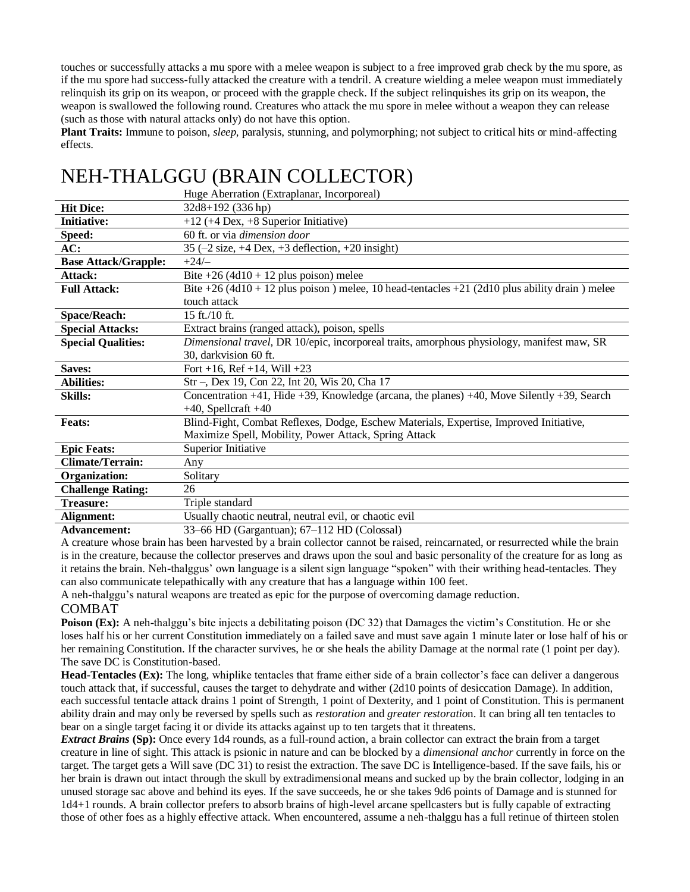touches or successfully attacks a mu spore with a melee weapon is subject to a free improved grab check by the mu spore, as if the mu spore had success-fully attacked the creature with a tendril. A creature wielding a melee weapon must immediately relinquish its grip on its weapon, or proceed with the grapple check. If the subject relinquishes its grip on its weapon, the weapon is swallowed the following round. Creatures who attack the mu spore in melee without a weapon they can release (such as those with natural attacks only) do not have this option.

**Plant Traits:** Immune to poison, *sleep,* paralysis, stunning, and polymorphing; not subject to critical hits or mind-affecting effects.

# NEH-THALGGU (BRAIN COLLECTOR)

| | Huge Aberration (Extraplanar, Incorporeal) |
|---|---|
| **Hit Dice:** | 32d8+192 (336 hp) |
| **Initiative:** | +12 (+4 Dex, +8 Superior Initiative) |
| **Speed:** | 60 ft. or via *dimension door* |
| **AC:** | 35 (–2 size, +4 Dex, +3 deflection, +20 insight) |
| **Base Attack/Grapple:** | +24/– |
| **Attack:** | Bite +26 (4d10 + 12 plus poison) melee |
| **Full Attack:** | Bite +26 (4d10 + 12 plus poison ) melee, 10 head-tentacles +21 (2d10 plus ability drain ) melee touch attack |
| **Space/Reach:** | 15 ft./10 ft. |
| **Special Attacks:** | Extract brains (ranged attack), poison, spells |
| **Special Qualities:** | *Dimensional travel,* DR 10/epic, incorporeal traits, amorphous physiology, manifest maw, SR 30, darkvision 60 ft. |
| **Saves:** | Fort +16, Ref +14, Will +23 |
| **Abilities:** | Str –, Dex 19, Con 22, Int 20, Wis 20, Cha 17 |
| **Skills:** | Concentration +41, Hide +39, Knowledge (arcana, the planes) +40, Move Silently +39, Search +40, Spellcraft +40 |
| **Feats:** | Blind-Fight, Combat Reflexes, Dodge, Eschew Materials, Expertise, Improved Initiative, Maximize Spell, Mobility, Power Attack, Spring Attack |
| **Epic Feats:** | Superior Initiative |
| **Climate/Terrain:** | Any |
| **Organization:** | Solitary |
| **Challenge Rating:** | 26 |
| **Treasure:** | Triple standard |
| **Alignment:** | Usually chaotic neutral, neutral evil, or chaotic evil |
| **Advancement:** | 33–66 HD (Gargantuan); 67–112 HD (Colossal) |

A creature whose brain has been harvested by a brain collector cannot be raised, reincarnated, or resurrected while the brain is in the creature, because the collector preserves and draws upon the soul and basic personality of the creature for as long as it retains the brain. Neh-thalggus' own language is a silent sign language "spoken" with their writhing head-tentacles. They can also communicate telepathically with any creature that has a language within 100 feet.

A neh-thalggu's natural weapons are treated as epic for the purpose of overcoming damage reduction.

## COMBAT

**Poison (Ex):** A neh-thalggu's bite injects a debilitating poison (DC 32) that Damages the victim's Constitution. He or she loses half his or her current Constitution immediately on a failed save and must save again 1 minute later or lose half of his or her remaining Constitution. If the character survives, he or she heals the ability Damage at the normal rate (1 point per day). The save DC is Constitution-based.

**Head-Tentacles (Ex):** The long, whiplike tentacles that frame either side of a brain collector's face can deliver a dangerous touch attack that, if successful, causes the target to dehydrate and wither (2d10 points of desiccation Damage). In addition, each successful tentacle attack drains 1 point of Strength, 1 point of Dexterity, and 1 point of Constitution. This is permanent ability drain and may only be reversed by spells such as *restoration* and *greater restoratio*n. It can bring all ten tentacles to bear on a single target facing it or divide its attacks against up to ten targets that it threatens.

***Extract Brains*** **(Sp):** Once every 1d4 rounds, as a full-round action, a brain collector can extract the brain from a target creature in line of sight. This attack is psionic in nature and can be blocked by a *dimensional anchor* currently in force on the target. The target gets a Will save (DC 31) to resist the extraction. The save DC is Intelligence-based. If the save fails, his or her brain is drawn out intact through the skull by extradimensional means and sucked up by the brain collector, lodging in an unused storage sac above and behind its eyes. If the save succeeds, he or she takes 9d6 points of Damage and is stunned for 1d4+1 rounds. A brain collector prefers to absorb brains of high-level arcane spellcasters but is fully capable of extracting those of other foes as a highly effective attack. When encountered, assume a neh-thalggu has a full retinue of thirteen stolen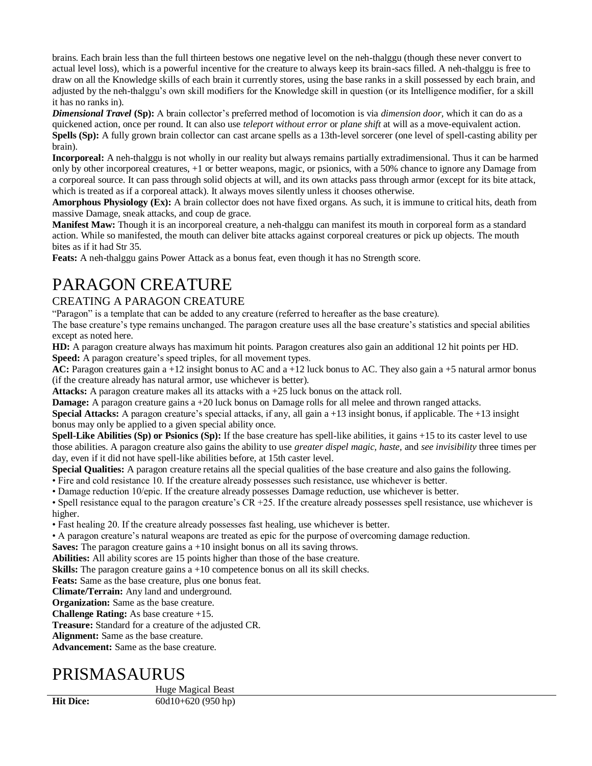brains. Each brain less than the full thirteen bestows one negative level on the neh-thalggu (though these never convert to actual level loss), which is a powerful incentive for the creature to always keep its brain-sacs filled. A neh-thalggu is free to draw on all the Knowledge skills of each brain it currently stores, using the base ranks in a skill possessed by each brain, and adjusted by the neh-thalggu's own skill modifiers for the Knowledge skill in question (or its Intelligence modifier, for a skill it has no ranks in).

***Dimensional Travel* (Sp):** A brain collector's preferred method of locomotion is via *dimension door*, which it can do as a quickened action, once per round. It can also use *teleport without error* or *plane shift* at will as a move-equivalent action.

**Spells (Sp):** A fully grown brain collector can cast arcane spells as a 13th-level sorcerer (one level of spell-casting ability per brain).

**Incorporeal:** A neh-thalggu is not wholly in our reality but always remains partially extradimensional. Thus it can be harmed only by other incorporeal creatures, +1 or better weapons, magic, or psionics, with a 50% chance to ignore any Damage from a corporeal source. It can pass through solid objects at will, and its own attacks pass through armor (except for its bite attack, which is treated as if a corporeal attack). It always moves silently unless it chooses otherwise.

**Amorphous Physiology (Ex):** A brain collector does not have fixed organs. As such, it is immune to critical hits, death from massive Damage, sneak attacks, and coup de grace.

**Manifest Maw:** Though it is an incorporeal creature, a neh-thalggu can manifest its mouth in corporeal form as a standard action. While so manifested, the mouth can deliver bite attacks against corporeal creatures or pick up objects. The mouth bites as if it had Str 35.

**Feats:** A neh-thalggu gains Power Attack as a bonus feat, even though it has no Strength score.

# PARAGON CREATURE

## CREATING A PARAGON CREATURE

"Paragon" is a template that can be added to any creature (referred to hereafter as the base creature).

The base creature's type remains unchanged. The paragon creature uses all the base creature's statistics and special abilities except as noted here.

**HD:** A paragon creature always has maximum hit points. Paragon creatures also gain an additional 12 hit points per HD.

**Speed:** A paragon creature's speed triples, for all movement types.

**AC:** Paragon creatures gain a +12 insight bonus to AC and a +12 luck bonus to AC. They also gain a +5 natural armor bonus (if the creature already has natural armor, use whichever is better).

**Attacks:** A paragon creature makes all its attacks with a +25 luck bonus on the attack roll.

**Damage:** A paragon creature gains a +20 luck bonus on Damage rolls for all melee and thrown ranged attacks.

**Special Attacks:** A paragon creature's special attacks, if any, all gain a +13 insight bonus, if applicable. The +13 insight bonus may only be applied to a given special ability once.

**Spell-Like Abilities (Sp) or Psionics (Sp):** If the base creature has spell-like abilities, it gains +15 to its caster level to use those abilities. A paragon creature also gains the ability to use *greater dispel magic, haste*, and *see invisibility* three times per day, even if it did not have spell-like abilities before, at 15th caster level.

**Special Qualities:** A paragon creature retains all the special qualities of the base creature and also gains the following.

- Fire and cold resistance 10. If the creature already possesses such resistance, use whichever is better.
- Damage reduction 10/epic. If the creature already possesses Damage reduction, use whichever is better.
- Spell resistance equal to the paragon creature's CR +25. If the creature already possesses spell resistance, use whichever is higher.
- Fast healing 20. If the creature already possesses fast healing, use whichever is better.
- A paragon creature's natural weapons are treated as epic for the purpose of overcoming damage reduction.

**Saves:** The paragon creature gains a +10 insight bonus on all its saving throws.

**Abilities:** All ability scores are 15 points higher than those of the base creature.

**Skills:** The paragon creature gains a +10 competence bonus on all its skill checks.

**Feats:** Same as the base creature, plus one bonus feat.

**Climate/Terrain:** Any land and underground.

**Organization:** Same as the base creature.

**Challenge Rating:** As base creature +15.

**Treasure:** Standard for a creature of the adjusted CR.

**Alignment:** Same as the base creature.

**Advancement:** Same as the base creature.

# PRISMASAURUS

| | Huge Magical Beast |
|---|---|
| **Hit Dice:** | 60d10+620 (950 hp) |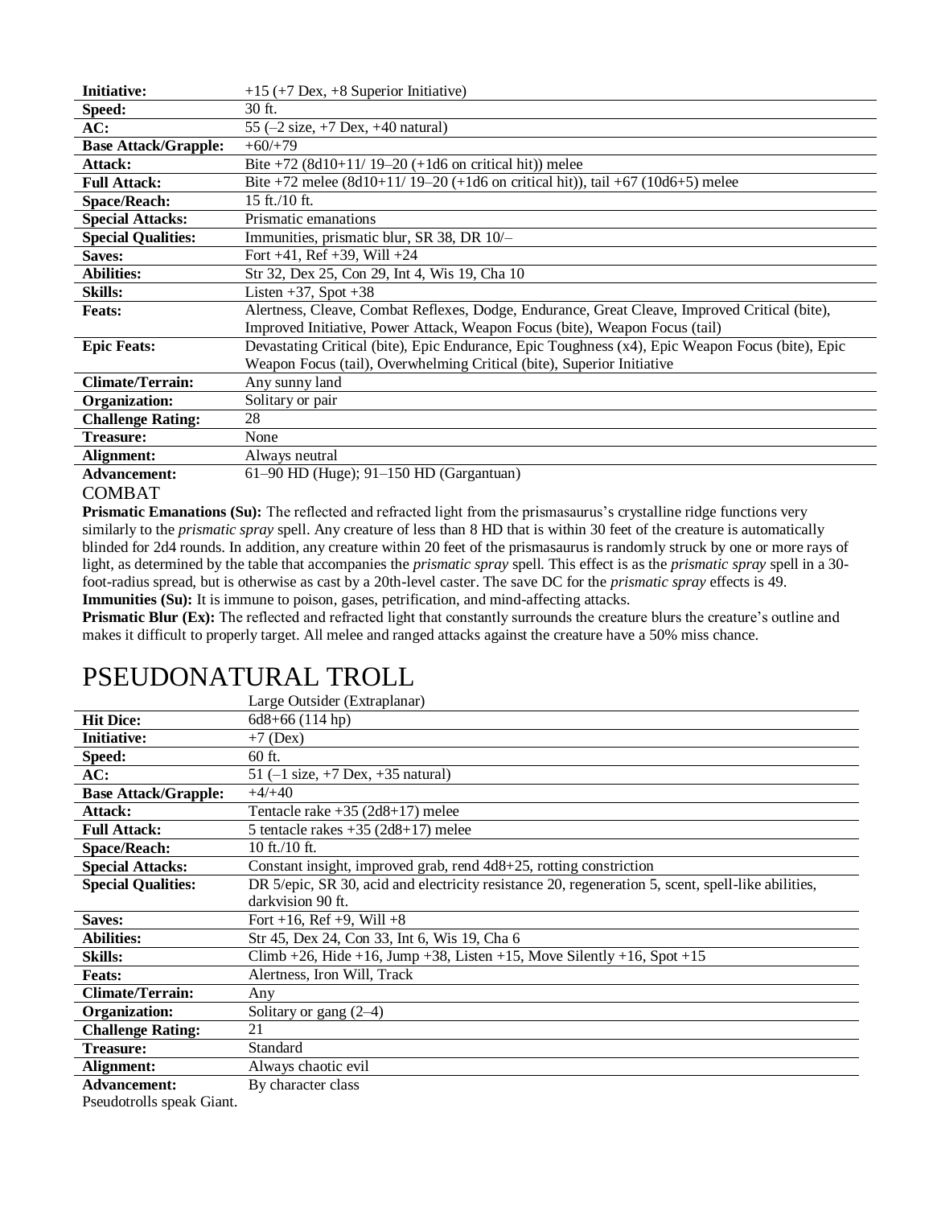| | |
|---|---|
| **Initiative:** | +15 (+7 Dex, +8 Superior Initiative) |
| **Speed:** | 30 ft. |
| **AC:** | 55 (–2 size, +7 Dex, +40 natural) |
| **Base Attack/Grapple:** | +60/+79 |
| **Attack:** | Bite +72 (8d10+11/ 19–20 (+1d6 on critical hit)) melee |
| **Full Attack:** | Bite +72 melee (8d10+11/ 19–20 (+1d6 on critical hit)), tail +67 (10d6+5) melee |
| **Space/Reach:** | 15 ft./10 ft. |
| **Special Attacks:** | Prismatic emanations |
| **Special Qualities:** | Immunities, prismatic blur, SR 38, DR 10/– |
| **Saves:** | Fort +41, Ref +39, Will +24 |
| **Abilities:** | Str 32, Dex 25, Con 29, Int 4, Wis 19, Cha 10 |
| **Skills:** | Listen +37, Spot +38 |
| **Feats:** | Alertness, Cleave, Combat Reflexes, Dodge, Endurance, Great Cleave, Improved Critical (bite), Improved Initiative, Power Attack, Weapon Focus (bite), Weapon Focus (tail) |
| **Epic Feats:** | Devastating Critical (bite), Epic Endurance, Epic Toughness (x4), Epic Weapon Focus (bite), Epic Weapon Focus (tail), Overwhelming Critical (bite), Superior Initiative |
| **Climate/Terrain:** | Any sunny land |
| **Organization:** | Solitary or pair |
| **Challenge Rating:** | 28 |
| **Treasure:** | None |
| **Alignment:** | Always neutral |
| **Advancement:** | 61–90 HD (Huge); 91–150 HD (Gargantuan) |

COMBAT

**Prismatic Emanations (Su):** The reflected and refracted light from the prismasaurus's crystalline ridge functions very similarly to the *prismatic spray* spell. Any creature of less than 8 HD that is within 30 feet of the creature is automatically blinded for 2d4 rounds. In addition, any creature within 20 feet of the prismasaurus is randomly struck by one or more rays of light, as determined by the table that accompanies the *prismatic spray* spell. This effect is as the *prismatic spray* spell in a 30-foot-radius spread, but is otherwise as cast by a 20th-level caster. The save DC for the *prismatic spray* effects is 49.

**Immunities (Su):** It is immune to poison, gases, petrification, and mind-affecting attacks.

**Prismatic Blur (Ex):** The reflected and refracted light that constantly surrounds the creature blurs the creature's outline and makes it difficult to properly target. All melee and ranged attacks against the creature have a 50% miss chance.

# PSEUDONATURAL TROLL

| | Large Outsider (Extraplanar) |
|---|---|
| **Hit Dice:** | 6d8+66 (114 hp) |
| **Initiative:** | +7 (Dex) |
| **Speed:** | 60 ft. |
| **AC:** | 51 (–1 size, +7 Dex, +35 natural) |
| **Base Attack/Grapple:** | +4/+40 |
| **Attack:** | Tentacle rake +35 (2d8+17) melee |
| **Full Attack:** | 5 tentacle rakes +35 (2d8+17) melee |
| **Space/Reach:** | 10 ft./10 ft. |
| **Special Attacks:** | Constant insight, improved grab, rend 4d8+25, rotting constriction |
| **Special Qualities:** | DR 5/epic, SR 30, acid and electricity resistance 20, regeneration 5, scent, spell-like abilities, darkvision 90 ft. |
| **Saves:** | Fort +16, Ref +9, Will +8 |
| **Abilities:** | Str 45, Dex 24, Con 33, Int 6, Wis 19, Cha 6 |
| **Skills:** | Climb +26, Hide +16, Jump +38, Listen +15, Move Silently +16, Spot +15 |
| **Feats:** | Alertness, Iron Will, Track |
| **Climate/Terrain:** | Any |
| **Organization:** | Solitary or gang (2–4) |
| **Challenge Rating:** | 21 |
| **Treasure:** | Standard |
| **Alignment:** | Always chaotic evil |
| **Advancement:** | By character class |

Pseudotrolls speak Giant.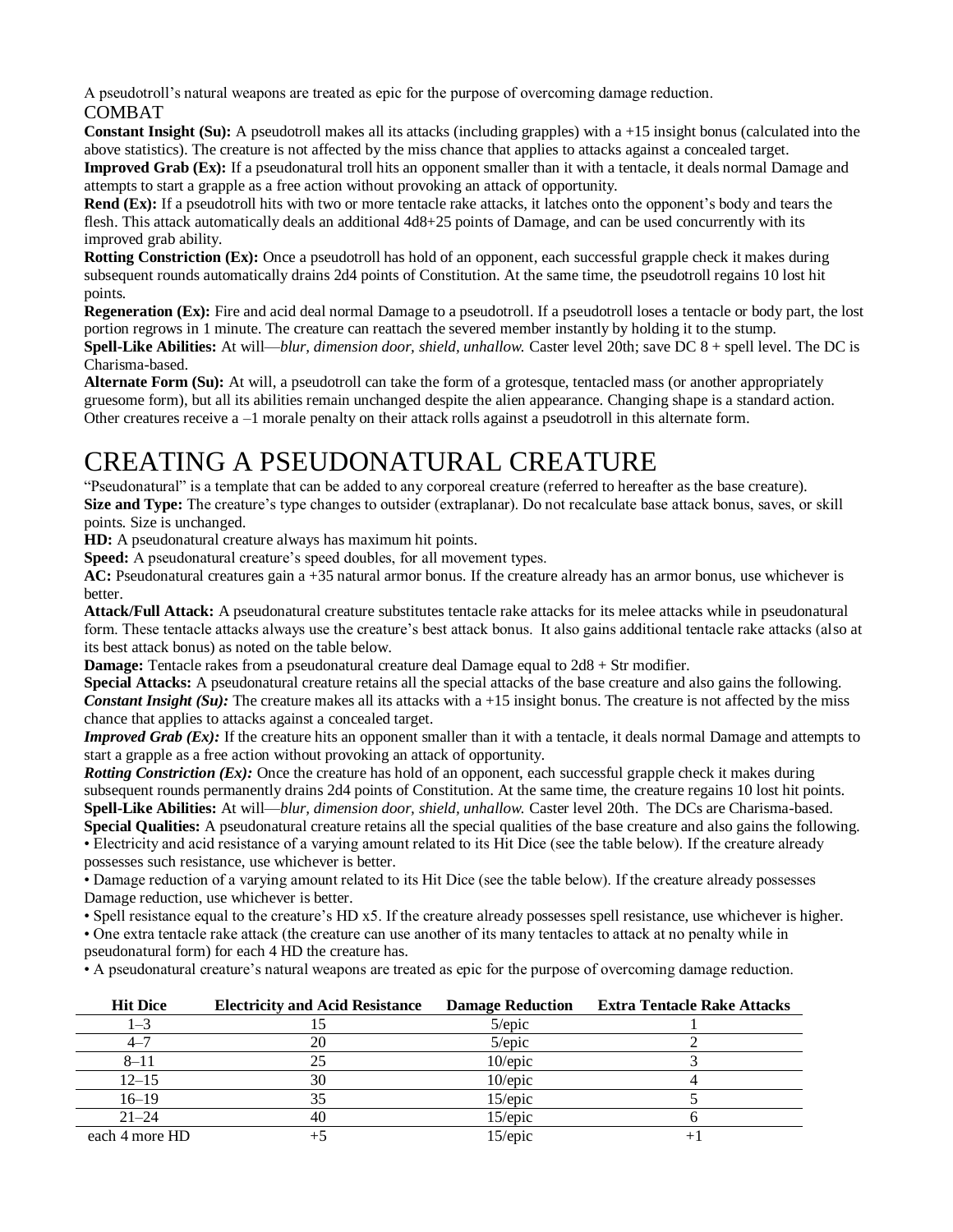A pseudotroll's natural weapons are treated as epic for the purpose of overcoming damage reduction.

COMBAT

**Constant Insight (Su):** A pseudotroll makes all its attacks (including grapples) with a +15 insight bonus (calculated into the above statistics). The creature is not affected by the miss chance that applies to attacks against a concealed target.

**Improved Grab (Ex):** If a pseudonatural troll hits an opponent smaller than it with a tentacle, it deals normal Damage and attempts to start a grapple as a free action without provoking an attack of opportunity.

**Rend (Ex):** If a pseudotroll hits with two or more tentacle rake attacks, it latches onto the opponent's body and tears the flesh. This attack automatically deals an additional 4d8+25 points of Damage, and can be used concurrently with its improved grab ability.

**Rotting Constriction (Ex):** Once a pseudotroll has hold of an opponent, each successful grapple check it makes during subsequent rounds automatically drains 2d4 points of Constitution. At the same time, the pseudotroll regains 10 lost hit points.

**Regeneration (Ex):** Fire and acid deal normal Damage to a pseudotroll. If a pseudotroll loses a tentacle or body part, the lost portion regrows in 1 minute. The creature can reattach the severed member instantly by holding it to the stump.

**Spell-Like Abilities:** At will—*blur, dimension door, shield, unhallow.* Caster level 20th; save DC 8 + spell level. The DC is Charisma-based.

**Alternate Form (Su):** At will, a pseudotroll can take the form of a grotesque, tentacled mass (or another appropriately gruesome form), but all its abilities remain unchanged despite the alien appearance. Changing shape is a standard action. Other creatures receive a –1 morale penalty on their attack rolls against a pseudotroll in this alternate form.

# CREATING A PSEUDONATURAL CREATURE

"Pseudonatural" is a template that can be added to any corporeal creature (referred to hereafter as the base creature).

**Size and Type:** The creature's type changes to outsider (extraplanar). Do not recalculate base attack bonus, saves, or skill points. Size is unchanged.

**HD:** A pseudonatural creature always has maximum hit points.

**Speed:** A pseudonatural creature's speed doubles, for all movement types.

**AC:** Pseudonatural creatures gain a +35 natural armor bonus. If the creature already has an armor bonus, use whichever is better.

**Attack/Full Attack:** A pseudonatural creature substitutes tentacle rake attacks for its melee attacks while in pseudonatural form. These tentacle attacks always use the creature's best attack bonus. It also gains additional tentacle rake attacks (also at its best attack bonus) as noted on the table below.

**Damage:** Tentacle rakes from a pseudonatural creature deal Damage equal to 2d8 + Str modifier.

**Special Attacks:** A pseudonatural creature retains all the special attacks of the base creature and also gains the following.

***Constant Insight (Su):*** The creature makes all its attacks with a +15 insight bonus. The creature is not affected by the miss chance that applies to attacks against a concealed target.

***Improved Grab (Ex):*** If the creature hits an opponent smaller than it with a tentacle, it deals normal Damage and attempts to start a grapple as a free action without provoking an attack of opportunity.

***Rotting Constriction (Ex):*** Once the creature has hold of an opponent, each successful grapple check it makes during subsequent rounds permanently drains 2d4 points of Constitution. At the same time, the creature regains 10 lost hit points.

**Spell-Like Abilities:** At will—*blur, dimension door, shield, unhallow.* Caster level 20th. The DCs are Charisma-based.

**Special Qualities:** A pseudonatural creature retains all the special qualities of the base creature and also gains the following.

- Electricity and acid resistance of a varying amount related to its Hit Dice (see the table below). If the creature already possesses such resistance, use whichever is better.
- Damage reduction of a varying amount related to its Hit Dice (see the table below). If the creature already possesses Damage reduction, use whichever is better.
- Spell resistance equal to the creature's HD x5. If the creature already possesses spell resistance, use whichever is higher.
- One extra tentacle rake attack (the creature can use another of its many tentacles to attack at no penalty while in pseudonatural form) for each 4 HD the creature has.
- A pseudonatural creature's natural weapons are treated as epic for the purpose of overcoming damage reduction.

| Hit Dice | Electricity and Acid Resistance | Damage Reduction | Extra Tentacle Rake Attacks |
|---|---|---|---|
| 1–3 | 15 | 5/epic | 1 |
| 4–7 | 20 | 5/epic | 2 |
| 8–11 | 25 | 10/epic | 3 |
| 12–15 | 30 | 10/epic | 4 |
| 16–19 | 35 | 15/epic | 5 |
| 21–24 | 40 | 15/epic | 6 |
| each 4 more HD | +5 | 15/epic | +1 |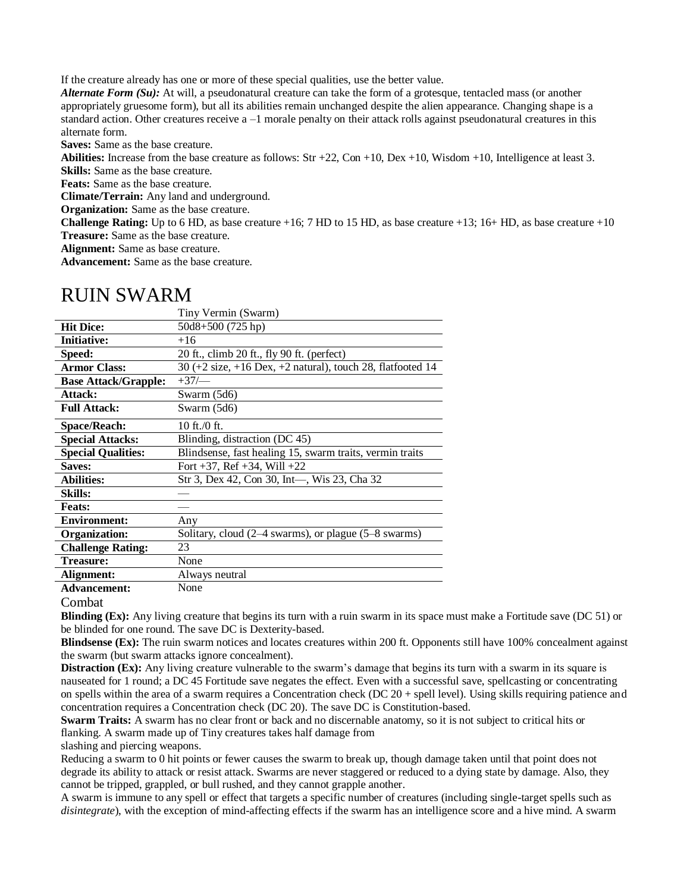If the creature already has one or more of these special qualities, use the better value.

***Alternate Form (Su):*** At will, a pseudonatural creature can take the form of a grotesque, tentacled mass (or another appropriately gruesome form), but all its abilities remain unchanged despite the alien appearance. Changing shape is a standard action. Other creatures receive a –1 morale penalty on their attack rolls against pseudonatural creatures in this alternate form.

**Saves:** Same as the base creature.

**Abilities:** Increase from the base creature as follows: Str +22, Con +10, Dex +10, Wisdom +10, Intelligence at least 3.

**Skills:** Same as the base creature.

**Feats:** Same as the base creature.

**Climate/Terrain:** Any land and underground.

**Organization:** Same as the base creature.

**Challenge Rating:** Up to 6 HD, as base creature +16; 7 HD to 15 HD, as base creature +13; 16+ HD, as base creature +10

**Treasure:** Same as the base creature.

**Alignment:** Same as base creature.

**Advancement:** Same as the base creature.

# RUIN SWARM

| | Tiny Vermin (Swarm) |
|---|---|
| **Hit Dice:** | 50d8+500 (725 hp) |
| **Initiative:** | +16 |
| **Speed:** | 20 ft., climb 20 ft., fly 90 ft. (perfect) |
| **Armor Class:** | 30 (+2 size, +16 Dex, +2 natural), touch 28, flatfooted 14 |
| **Base Attack/Grapple:** | +37/— |
| **Attack:** | Swarm (5d6) |
| **Full Attack:** | Swarm (5d6) |
| **Space/Reach:** | 10 ft./0 ft. |
| **Special Attacks:** | Blinding, distraction (DC 45) |
| **Special Qualities:** | Blindsense, fast healing 15, swarm traits, vermin traits |
| **Saves:** | Fort +37, Ref +34, Will +22 |
| **Abilities:** | Str 3, Dex 42, Con 30, Int—, Wis 23, Cha 32 |
| **Skills:** | — |
| **Feats:** | — |
| **Environment:** | Any |
| **Organization:** | Solitary, cloud (2–4 swarms), or plague (5–8 swarms) |
| **Challenge Rating:** | 23 |
| **Treasure:** | None |
| **Alignment:** | Always neutral |
| **Advancement:** | None |

## Combat

**Blinding (Ex):** Any living creature that begins its turn with a ruin swarm in its space must make a Fortitude save (DC 51) or be blinded for one round. The save DC is Dexterity-based.

**Blindsense (Ex):** The ruin swarm notices and locates creatures within 200 ft. Opponents still have 100% concealment against the swarm (but swarm attacks ignore concealment).

**Distraction (Ex):** Any living creature vulnerable to the swarm's damage that begins its turn with a swarm in its square is nauseated for 1 round; a DC 45 Fortitude save negates the effect. Even with a successful save, spellcasting or concentrating on spells within the area of a swarm requires a Concentration check (DC 20 + spell level). Using skills requiring patience and concentration requires a Concentration check (DC 20). The save DC is Constitution-based.

**Swarm Traits:** A swarm has no clear front or back and no discernable anatomy, so it is not subject to critical hits or flanking. A swarm made up of Tiny creatures takes half damage from slashing and piercing weapons.

Reducing a swarm to 0 hit points or fewer causes the swarm to break up, though damage taken until that point does not degrade its ability to attack or resist attack. Swarms are never staggered or reduced to a dying state by damage. Also, they cannot be tripped, grappled, or bull rushed, and they cannot grapple another.

A swarm is immune to any spell or effect that targets a specific number of creatures (including single-target spells such as *disintegrate*), with the exception of mind-affecting effects if the swarm has an intelligence score and a hive mind. A swarm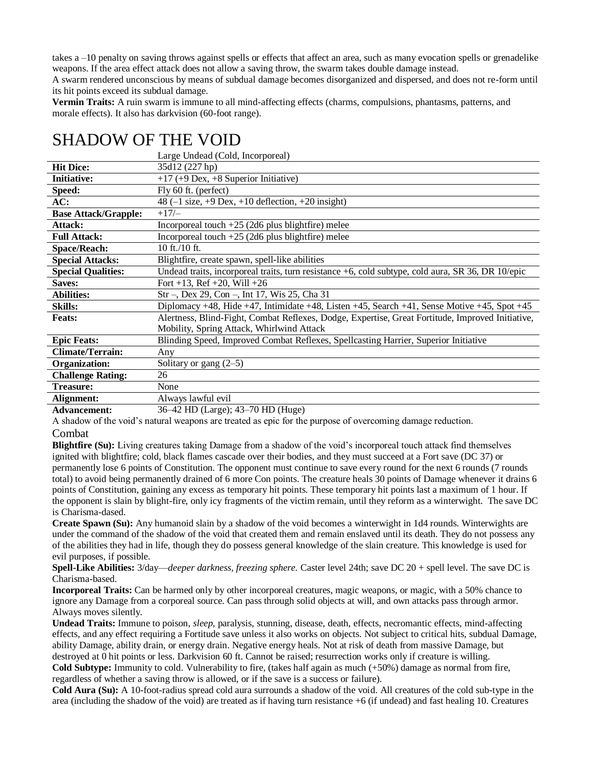takes a –10 penalty on saving throws against spells or effects that affect an area, such as many evocation spells or grenadelike weapons. If the area effect attack does not allow a saving throw, the swarm takes double damage instead.
A swarm rendered unconscious by means of subdual damage becomes disorganized and dispersed, and does not re-form until its hit points exceed its subdual damage.
**Vermin Traits:** A ruin swarm is immune to all mind-affecting effects (charms, compulsions, phantasms, patterns, and morale effects). It also has darkvision (60-foot range).

# SHADOW OF THE VOID

| | Large Undead (Cold, Incorporeal) |
|---|---|
| **Hit Dice:** | 35d12 (227 hp) |
| **Initiative:** | +17 (+9 Dex, +8 Superior Initiative) |
| **Speed:** | Fly 60 ft. (perfect) |
| **AC:** | 48 (–1 size, +9 Dex, +10 deflection, +20 insight) |
| **Base Attack/Grapple:** | +17/– |
| **Attack:** | Incorporeal touch +25 (2d6 plus blightfire) melee |
| **Full Attack:** | Incorporeal touch +25 (2d6 plus blightfire) melee |
| **Space/Reach:** | 10 ft./10 ft. |
| **Special Attacks:** | Blightfire, create spawn, spell-like abilities |
| **Special Qualities:** | Undead traits, incorporeal traits, turn resistance +6, cold subtype, cold aura, SR 36, DR 10/epic |
| **Saves:** | Fort +13, Ref +20, Will +26 |
| **Abilities:** | Str –, Dex 29, Con –, Int 17, Wis 25, Cha 31 |
| **Skills:** | Diplomacy +48, Hide +47, Intimidate +48, Listen +45, Search +41, Sense Motive +45, Spot +45 |
| **Feats:** | Alertness, Blind-Fight, Combat Reflexes, Dodge, Expertise, Great Fortitude, Improved Initiative, Mobility, Spring Attack, Whirlwind Attack |
| **Epic Feats:** | Blinding Speed, Improved Combat Reflexes, Spellcasting Harrier, Superior Initiative |
| **Climate/Terrain:** | Any |
| **Organization:** | Solitary or gang (2–5) |
| **Challenge Rating:** | 26 |
| **Treasure:** | None |
| **Alignment:** | Always lawful evil |
| **Advancement:** | 36–42 HD (Large); 43–70 HD (Huge) |

A shadow of the void's natural weapons are treated as epic for the purpose of overcoming damage reduction.

## Combat

**Blightfire (Su):** Living creatures taking Damage from a shadow of the void's incorporeal touch attack find themselves ignited with blightfire; cold, black flames cascade over their bodies, and they must succeed at a Fort save (DC 37) or permanently lose 6 points of Constitution. The opponent must continue to save every round for the next 6 rounds (7 rounds total) to avoid being permanently drained of 6 more Con points. The creature heals 30 points of Damage whenever it drains 6 points of Constitution, gaining any excess as temporary hit points. These temporary hit points last a maximum of 1 hour. If the opponent is slain by blight-fire, only icy fragments of the victim remain, until they reform as a winterwight. The save DC is Charisma-dased.

**Create Spawn (Su):** Any humanoid slain by a shadow of the void becomes a winterwight in 1d4 rounds. Winterwights are under the command of the shadow of the void that created them and remain enslaved until its death. They do not possess any of the abilities they had in life, though they do possess general knowledge of the slain creature. This knowledge is used for evil purposes, if possible.

**Spell-Like Abilities:** 3/day—*deeper darkness, freezing sphere.* Caster level 24th; save DC 20 + spell level. The save DC is Charisma-based.

**Incorporeal Traits:** Can be harmed only by other incorporeal creatures, magic weapons, or magic, with a 50% chance to ignore any Damage from a corporeal source. Can pass through solid objects at will, and own attacks pass through armor. Always moves silently.

**Undead Traits:** Immune to poison, *sleep*, paralysis, stunning, disease, death, effects, necromantic effects, mind-affecting effects, and any effect requiring a Fortitude save unless it also works on objects. Not subject to critical hits, subdual Damage, ability Damage, ability drain, or energy drain. Negative energy heals. Not at risk of death from massive Damage, but destroyed at 0 hit points or less. Darkvision 60 ft. Cannot be raised; resurrection works only if creature is willing.

**Cold Subtype:** Immunity to cold. Vulnerability to fire, (takes half again as much (+50%) damage as normal from fire, regardless of whether a saving throw is allowed, or if the save is a success or failure).

**Cold Aura (Su):** A 10-foot-radius spread cold aura surrounds a shadow of the void. All creatures of the cold sub-type in the area (including the shadow of the void) are treated as if having turn resistance +6 (if undead) and fast healing 10. Creatures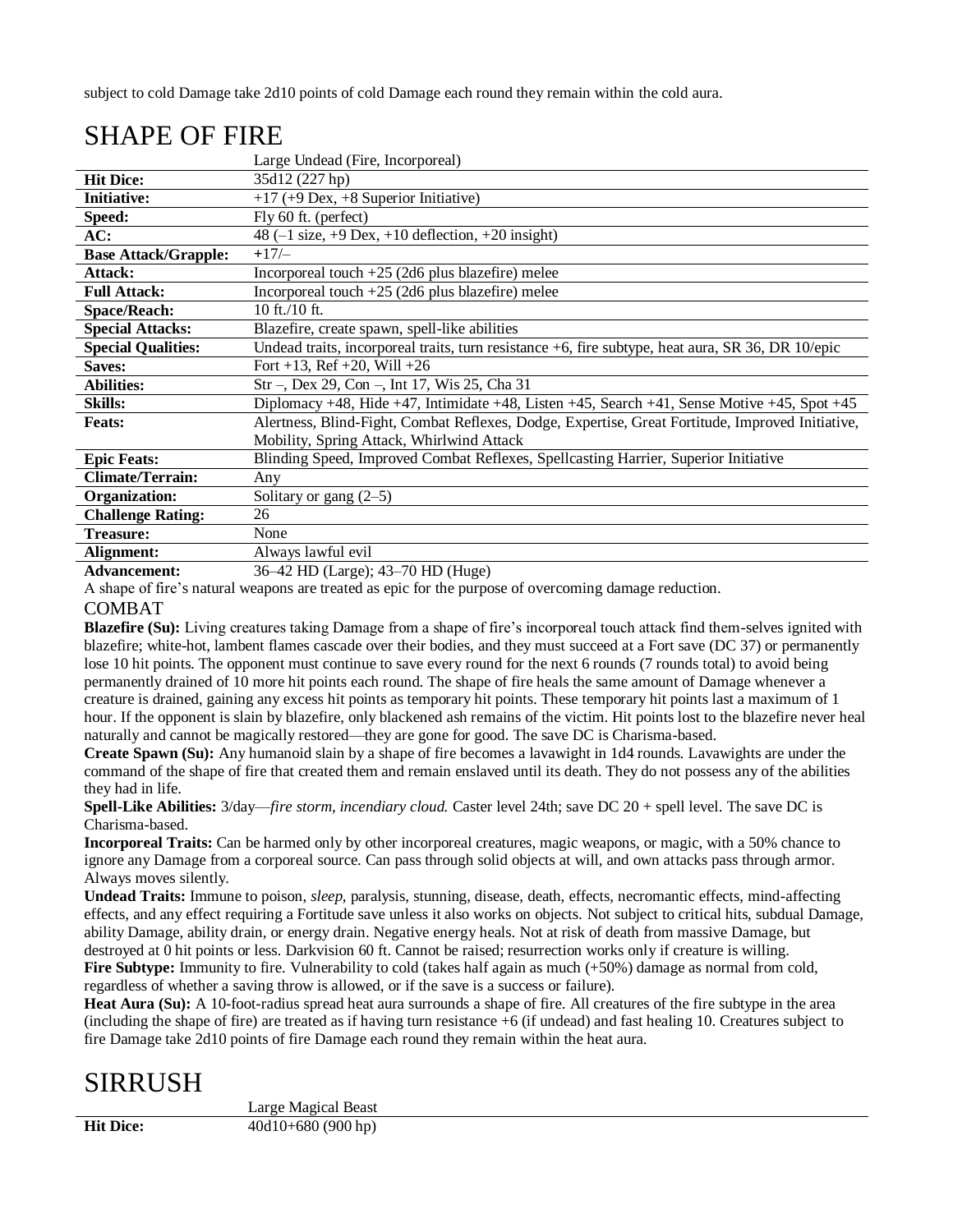subject to cold Damage take 2d10 points of cold Damage each round they remain within the cold aura.

# SHAPE OF FIRE

| | Large Undead (Fire, Incorporeal) |
|---|---|
| **Hit Dice:** | 35d12 (227 hp) |
| **Initiative:** | +17 (+9 Dex, +8 Superior Initiative) |
| **Speed:** | Fly 60 ft. (perfect) |
| **AC:** | 48 (–1 size, +9 Dex, +10 deflection, +20 insight) |
| **Base Attack/Grapple:** | +17/– |
| **Attack:** | Incorporeal touch +25 (2d6 plus blazefire) melee |
| **Full Attack:** | Incorporeal touch +25 (2d6 plus blazefire) melee |
| **Space/Reach:** | 10 ft./10 ft. |
| **Special Attacks:** | Blazefire, create spawn, spell-like abilities |
| **Special Qualities:** | Undead traits, incorporeal traits, turn resistance +6, fire subtype, heat aura, SR 36, DR 10/epic |
| **Saves:** | Fort +13, Ref +20, Will +26 |
| **Abilities:** | Str –, Dex 29, Con –, Int 17, Wis 25, Cha 31 |
| **Skills:** | Diplomacy +48, Hide +47, Intimidate +48, Listen +45, Search +41, Sense Motive +45, Spot +45 |
| **Feats:** | Alertness, Blind-Fight, Combat Reflexes, Dodge, Expertise, Great Fortitude, Improved Initiative, Mobility, Spring Attack, Whirlwind Attack |
| **Epic Feats:** | Blinding Speed, Improved Combat Reflexes, Spellcasting Harrier, Superior Initiative |
| **Climate/Terrain:** | Any |
| **Organization:** | Solitary or gang (2–5) |
| **Challenge Rating:** | 26 |
| **Treasure:** | None |
| **Alignment:** | Always lawful evil |
| **Advancement:** | 36–42 HD (Large); 43–70 HD (Huge) |

A shape of fire's natural weapons are treated as epic for the purpose of overcoming damage reduction.

## COMBAT

**Blazefire (Su):** Living creatures taking Damage from a shape of fire's incorporeal touch attack find them-selves ignited with blazefire; white-hot, lambent flames cascade over their bodies, and they must succeed at a Fort save (DC 37) or permanently lose 10 hit points. The opponent must continue to save every round for the next 6 rounds (7 rounds total) to avoid being permanently drained of 10 more hit points each round. The shape of fire heals the same amount of Damage whenever a creature is drained, gaining any excess hit points as temporary hit points. These temporary hit points last a maximum of 1 hour. If the opponent is slain by blazefire, only blackened ash remains of the victim. Hit points lost to the blazefire never heal naturally and cannot be magically restored—they are gone for good. The save DC is Charisma-based.

**Create Spawn (Su):** Any humanoid slain by a shape of fire becomes a lavawight in 1d4 rounds. Lavawights are under the command of the shape of fire that created them and remain enslaved until its death. They do not possess any of the abilities they had in life.

**Spell-Like Abilities:** 3/day—*fire storm, incendiary cloud.* Caster level 24th; save DC 20 + spell level. The save DC is Charisma-based.

**Incorporeal Traits:** Can be harmed only by other incorporeal creatures, magic weapons, or magic, with a 50% chance to ignore any Damage from a corporeal source. Can pass through solid objects at will, and own attacks pass through armor. Always moves silently.

**Undead Traits:** Immune to poison, *sleep,* paralysis, stunning, disease, death, effects, necromantic effects, mind-affecting effects, and any effect requiring a Fortitude save unless it also works on objects. Not subject to critical hits, subdual Damage, ability Damage, ability drain, or energy drain. Negative energy heals. Not at risk of death from massive Damage, but destroyed at 0 hit points or less. Darkvision 60 ft. Cannot be raised; resurrection works only if creature is willing.

**Fire Subtype:** Immunity to fire. Vulnerability to cold (takes half again as much (+50%) damage as normal from cold, regardless of whether a saving throw is allowed, or if the save is a success or failure).

**Heat Aura (Su):** A 10-foot-radius spread heat aura surrounds a shape of fire. All creatures of the fire subtype in the area (including the shape of fire) are treated as if having turn resistance +6 (if undead) and fast healing 10. Creatures subject to fire Damage take 2d10 points of fire Damage each round they remain within the heat aura.

# SIRRUSH

| | Large Magical Beast |
|---|---|
| **Hit Dice:** | 40d10+680 (900 hp) |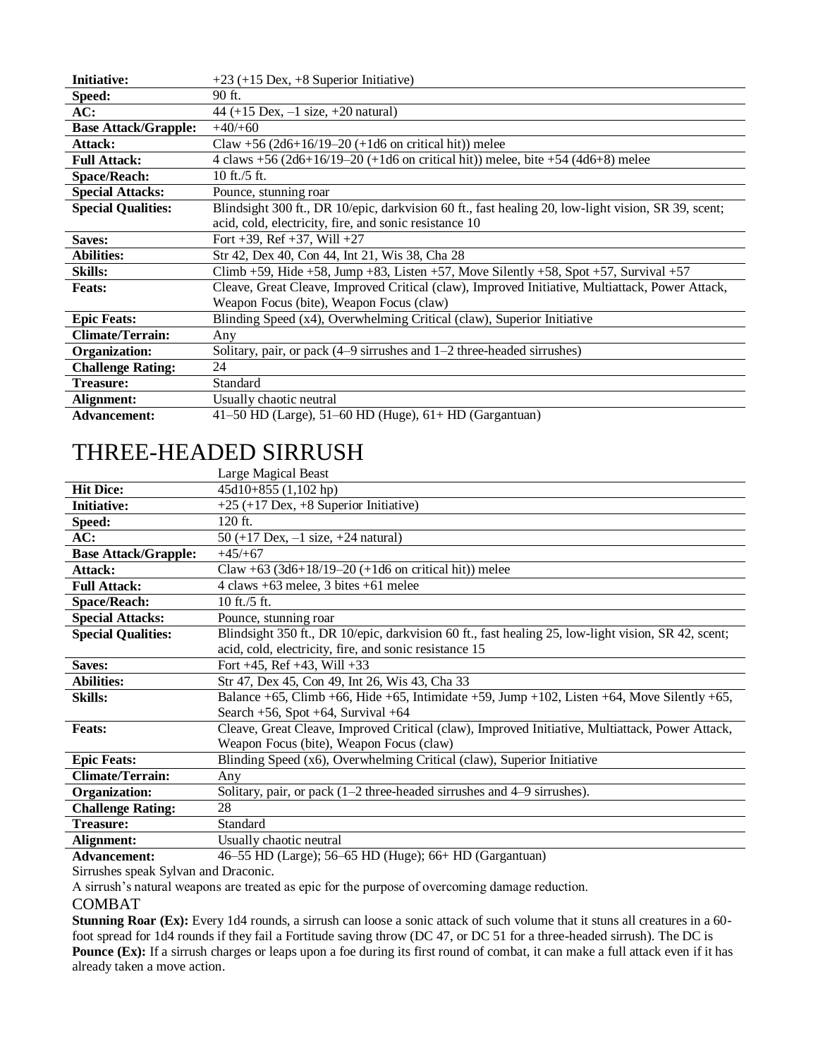| | |
|---|---|
| **Initiative:** | +23 (+15 Dex, +8 Superior Initiative) |
| **Speed:** | 90 ft. |
| **AC:** | 44 (+15 Dex, –1 size, +20 natural) |
| **Base Attack/Grapple:** | +40/+60 |
| **Attack:** | Claw +56 (2d6+16/19–20 (+1d6 on critical hit)) melee |
| **Full Attack:** | 4 claws +56 (2d6+16/19–20 (+1d6 on critical hit)) melee, bite +54 (4d6+8) melee |
| **Space/Reach:** | 10 ft./5 ft. |
| **Special Attacks:** | Pounce, stunning roar |
| **Special Qualities:** | Blindsight 300 ft., DR 10/epic, darkvision 60 ft., fast healing 20, low-light vision, SR 39, scent; acid, cold, electricity, fire, and sonic resistance 10 |
| **Saves:** | Fort +39, Ref +37, Will +27 |
| **Abilities:** | Str 42, Dex 40, Con 44, Int 21, Wis 38, Cha 28 |
| **Skills:** | Climb +59, Hide +58, Jump +83, Listen +57, Move Silently +58, Spot +57, Survival +57 |
| **Feats:** | Cleave, Great Cleave, Improved Critical (claw), Improved Initiative, Multiattack, Power Attack, Weapon Focus (bite), Weapon Focus (claw) |
| **Epic Feats:** | Blinding Speed (x4), Overwhelming Critical (claw), Superior Initiative |
| **Climate/Terrain:** | Any |
| **Organization:** | Solitary, pair, or pack (4–9 sirrushes and 1–2 three-headed sirrushes) |
| **Challenge Rating:** | 24 |
| **Treasure:** | Standard |
| **Alignment:** | Usually chaotic neutral |
| **Advancement:** | 41–50 HD (Large), 51–60 HD (Huge), 61+ HD (Gargantuan) |

# THREE-HEADED SIRRUSH

| | |
|---|---|
| | Large Magical Beast |
| **Hit Dice:** | 45d10+855 (1,102 hp) |
| **Initiative:** | +25 (+17 Dex, +8 Superior Initiative) |
| **Speed:** | 120 ft. |
| **AC:** | 50 (+17 Dex, –1 size, +24 natural) |
| **Base Attack/Grapple:** | +45/+67 |
| **Attack:** | Claw +63 (3d6+18/19–20 (+1d6 on critical hit)) melee |
| **Full Attack:** | 4 claws +63 melee, 3 bites +61 melee |
| **Space/Reach:** | 10 ft./5 ft. |
| **Special Attacks:** | Pounce, stunning roar |
| **Special Qualities:** | Blindsight 350 ft., DR 10/epic, darkvision 60 ft., fast healing 25, low-light vision, SR 42, scent; acid, cold, electricity, fire, and sonic resistance 15 |
| **Saves:** | Fort +45, Ref +43, Will +33 |
| **Abilities:** | Str 47, Dex 45, Con 49, Int 26, Wis 43, Cha 33 |
| **Skills:** | Balance +65, Climb +66, Hide +65, Intimidate +59, Jump +102, Listen +64, Move Silently +65, Search +56, Spot +64, Survival +64 |
| **Feats:** | Cleave, Great Cleave, Improved Critical (claw), Improved Initiative, Multiattack, Power Attack, Weapon Focus (bite), Weapon Focus (claw) |
| **Epic Feats:** | Blinding Speed (x6), Overwhelming Critical (claw), Superior Initiative |
| **Climate/Terrain:** | Any |
| **Organization:** | Solitary, pair, or pack (1–2 three-headed sirrushes and 4–9 sirrushes). |
| **Challenge Rating:** | 28 |
| **Treasure:** | Standard |
| **Alignment:** | Usually chaotic neutral |
| **Advancement:** | 46–55 HD (Large); 56–65 HD (Huge); 66+ HD (Gargantuan) |

Sirrushes speak Sylvan and Draconic.

A sirrush's natural weapons are treated as epic for the purpose of overcoming damage reduction.

## COMBAT

**Stunning Roar (Ex):** Every 1d4 rounds, a sirrush can loose a sonic attack of such volume that it stuns all creatures in a 60-foot spread for 1d4 rounds if they fail a Fortitude saving throw (DC 47, or DC 51 for a three-headed sirrush). The DC is

**Pounce (Ex):** If a sirrush charges or leaps upon a foe during its first round of combat, it can make a full attack even if it has already taken a move action.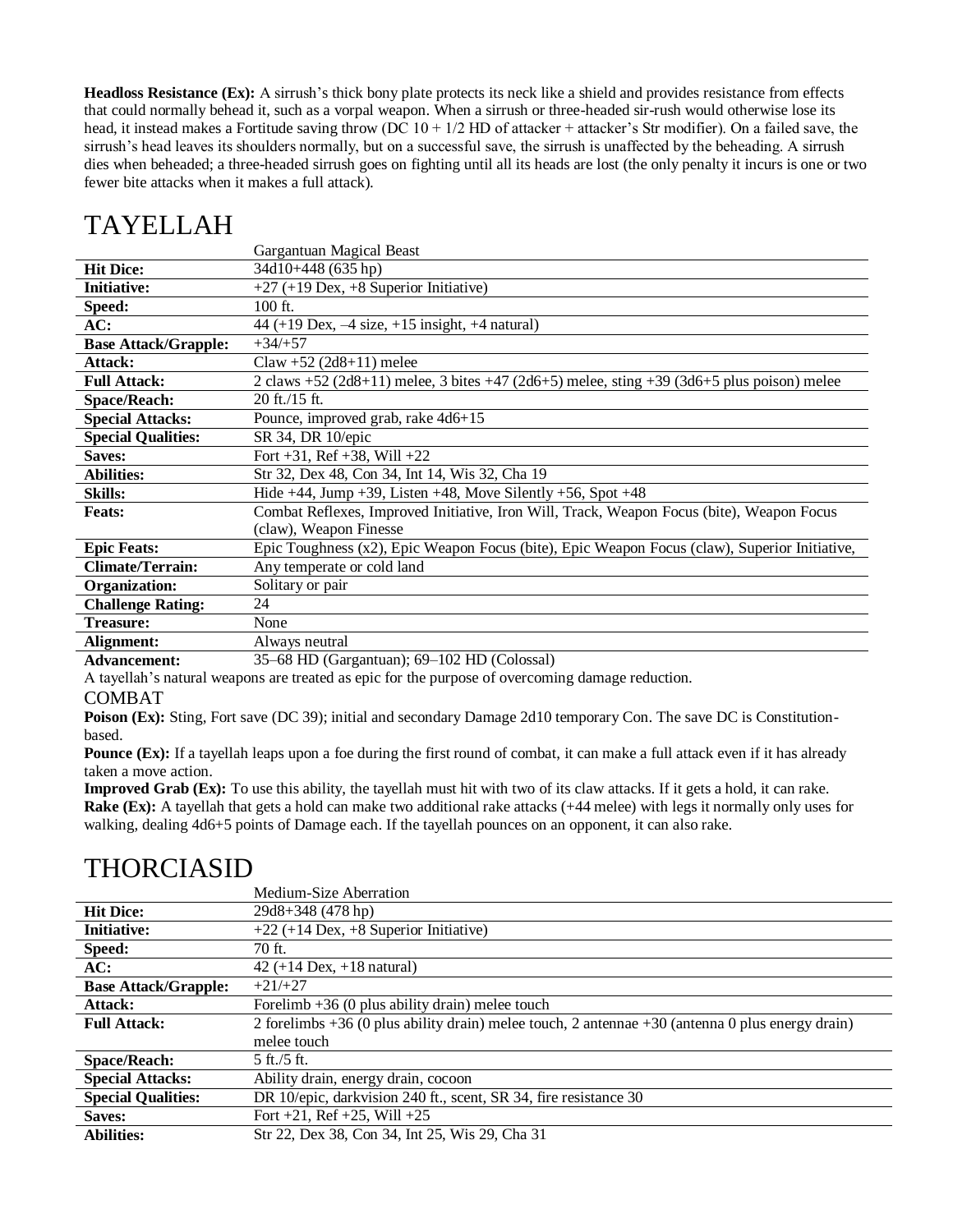**Headloss Resistance (Ex):** A sirrush's thick bony plate protects its neck like a shield and provides resistance from effects that could normally behead it, such as a vorpal weapon. When a sirrush or three-headed sir-rush would otherwise lose its head, it instead makes a Fortitude saving throw (DC 10 + 1/2 HD of attacker + attacker's Str modifier). On a failed save, the sirrush's head leaves its shoulders normally, but on a successful save, the sirrush is unaffected by the beheading. A sirrush dies when beheaded; a three-headed sirrush goes on fighting until all its heads are lost (the only penalty it incurs is one or two fewer bite attacks when it makes a full attack).

# TAYELLAH

| | Gargantuan Magical Beast |
|---|---|
| **Hit Dice:** | 34d10+448 (635 hp) |
| **Initiative:** | +27 (+19 Dex, +8 Superior Initiative) |
| **Speed:** | 100 ft. |
| **AC:** | 44 (+19 Dex, –4 size, +15 insight, +4 natural) |
| **Base Attack/Grapple:** | +34/+57 |
| **Attack:** | Claw +52 (2d8+11) melee |
| **Full Attack:** | 2 claws +52 (2d8+11) melee, 3 bites +47 (2d6+5) melee, sting +39 (3d6+5 plus poison) melee |
| **Space/Reach:** | 20 ft./15 ft. |
| **Special Attacks:** | Pounce, improved grab, rake 4d6+15 |
| **Special Qualities:** | SR 34, DR 10/epic |
| **Saves:** | Fort +31, Ref +38, Will +22 |
| **Abilities:** | Str 32, Dex 48, Con 34, Int 14, Wis 32, Cha 19 |
| **Skills:** | Hide +44, Jump +39, Listen +48, Move Silently +56, Spot +48 |
| **Feats:** | Combat Reflexes, Improved Initiative, Iron Will, Track, Weapon Focus (bite), Weapon Focus (claw), Weapon Finesse |
| **Epic Feats:** | Epic Toughness (x2), Epic Weapon Focus (bite), Epic Weapon Focus (claw), Superior Initiative, |
| **Climate/Terrain:** | Any temperate or cold land |
| **Organization:** | Solitary or pair |
| **Challenge Rating:** | 24 |
| **Treasure:** | None |
| **Alignment:** | Always neutral |
| **Advancement:** | 35–68 HD (Gargantuan); 69–102 HD (Colossal) |

A tayellah's natural weapons are treated as epic for the purpose of overcoming damage reduction.

## COMBAT

**Poison (Ex):** Sting, Fort save (DC 39); initial and secondary Damage 2d10 temporary Con. The save DC is Constitution-based.

**Pounce (Ex):** If a tayellah leaps upon a foe during the first round of combat, it can make a full attack even if it has already taken a move action.

**Improved Grab (Ex):** To use this ability, the tayellah must hit with two of its claw attacks. If it gets a hold, it can rake.

**Rake (Ex):** A tayellah that gets a hold can make two additional rake attacks (+44 melee) with legs it normally only uses for walking, dealing 4d6+5 points of Damage each. If the tayellah pounces on an opponent, it can also rake.

# THORCIASID

| | Medium-Size Aberration |
|---|---|
| **Hit Dice:** | 29d8+348 (478 hp) |
| **Initiative:** | +22 (+14 Dex, +8 Superior Initiative) |
| **Speed:** | 70 ft. |
| **AC:** | 42 (+14 Dex, +18 natural) |
| **Base Attack/Grapple:** | +21/+27 |
| **Attack:** | Forelimb +36 (0 plus ability drain) melee touch |
| **Full Attack:** | 2 forelimbs +36 (0 plus ability drain) melee touch, 2 antennae +30 (antenna 0 plus energy drain) melee touch |
| **Space/Reach:** | 5 ft./5 ft. |
| **Special Attacks:** | Ability drain, energy drain, cocoon |
| **Special Qualities:** | DR 10/epic, darkvision 240 ft., scent, SR 34, fire resistance 30 |
| **Saves:** | Fort +21, Ref +25, Will +25 |
| **Abilities:** | Str 22, Dex 38, Con 34, Int 25, Wis 29, Cha 31 |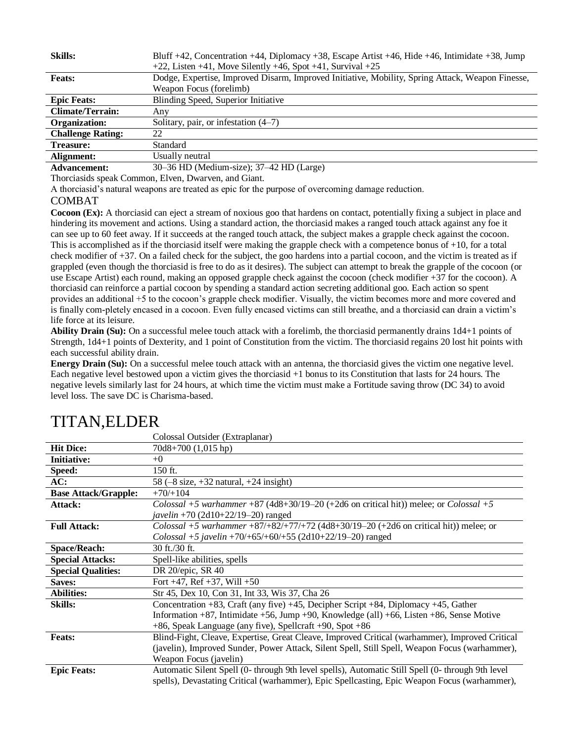| | |
|---|---|
| **Skills:** | Bluff +42, Concentration +44, Diplomacy +38, Escape Artist +46, Hide +46, Intimidate +38, Jump +22, Listen +41, Move Silently +46, Spot +41, Survival +25 |
| **Feats:** | Dodge, Expertise, Improved Disarm, Improved Initiative, Mobility, Spring Attack, Weapon Finesse, Weapon Focus (forelimb) |
| **Epic Feats:** | Blinding Speed, Superior Initiative |
| **Climate/Terrain:** | Any |
| **Organization:** | Solitary, pair, or infestation (4–7) |
| **Challenge Rating:** | 22 |
| **Treasure:** | Standard |
| **Alignment:** | Usually neutral |
| **Advancement:** | 30–36 HD (Medium-size); 37–42 HD (Large) |

Thorciasids speak Common, Elven, Dwarven, and Giant.

A thorciasid's natural weapons are treated as epic for the purpose of overcoming damage reduction.

### COMBAT

**Cocoon (Ex):** A thorciasid can eject a stream of noxious goo that hardens on contact, potentially fixing a subject in place and hindering its movement and actions. Using a standard action, the thorciasid makes a ranged touch attack against any foe it can see up to 60 feet away. If it succeeds at the ranged touch attack, the subject makes a grapple check against the cocoon. This is accomplished as if the thorciasid itself were making the grapple check with a competence bonus of +10, for a total check modifier of +37. On a failed check for the subject, the goo hardens into a partial cocoon, and the victim is treated as if grappled (even though the thorciasid is free to do as it desires). The subject can attempt to break the grapple of the cocoon (or use Escape Artist) each round, making an opposed grapple check against the cocoon (check modifier +37 for the cocoon). A thorciasid can reinforce a partial cocoon by spending a standard action secreting additional goo. Each action so spent provides an additional +5 to the cocoon's grapple check modifier. Visually, the victim becomes more and more covered and is finally com-pletely encased in a cocoon. Even fully encased victims can still breathe, and a thorciasid can drain a victim's life force at its leisure.

**Ability Drain (Su):** On a successful melee touch attack with a forelimb, the thorciasid permanently drains 1d4+1 points of Strength, 1d4+1 points of Dexterity, and 1 point of Constitution from the victim. The thorciasid regains 20 lost hit points with each successful ability drain.

**Energy Drain (Su):** On a successful melee touch attack with an antenna, the thorciasid gives the victim one negative level. Each negative level bestowed upon a victim gives the thorciasid +1 bonus to its Constitution that lasts for 24 hours. The negative levels similarly last for 24 hours, at which time the victim must make a Fortitude saving throw (DC 34) to avoid level loss. The save DC is Charisma-based.

# TITAN,ELDER

| | Colossal Outsider (Extraplanar) |
|---|---|
| **Hit Dice:** | 70d8+700 (1,015 hp) |
| **Initiative:** | +0 |
| **Speed:** | 150 ft. |
| **AC:** | 58 (–8 size, +32 natural, +24 insight) |
| **Base Attack/Grapple:** | +70/+104 |
| **Attack:** | *Colossal +5 warhammer* +87 (4d8+30/19–20 (+2d6 on critical hit)) melee; or *Colossal +5 javelin* +70 (2d10+22/19–20) ranged |
| **Full Attack:** | *Colossal +5 warhammer* +87/+82/+77/+72 (4d8+30/19–20 (+2d6 on critical hit)) melee; or *Colossal +5 javelin* +70/+65/+60/+55 (2d10+22/19–20) ranged |
| **Space/Reach:** | 30 ft./30 ft. |
| **Special Attacks:** | Spell-like abilities, spells |
| **Special Qualities:** | DR 20/epic, SR 40 |
| **Saves:** | Fort +47, Ref +37, Will +50 |
| **Abilities:** | Str 45, Dex 10, Con 31, Int 33, Wis 37, Cha 26 |
| **Skills:** | Concentration +83, Craft (any five) +45, Decipher Script +84, Diplomacy +45, Gather Information +87, Intimidate +56, Jump +90, Knowledge (all) +66, Listen +86, Sense Motive +86, Speak Language (any five), Spellcraft +90, Spot +86 |
| **Feats:** | Blind-Fight, Cleave, Expertise, Great Cleave, Improved Critical (warhammer), Improved Critical (javelin), Improved Sunder, Power Attack, Silent Spell, Still Spell, Weapon Focus (warhammer), Weapon Focus (javelin) |
| **Epic Feats:** | Automatic Silent Spell (0- through 9th level spells), Automatic Still Spell (0- through 9th level spells), Devastating Critical (warhammer), Epic Spellcasting, Epic Weapon Focus (warhammer), |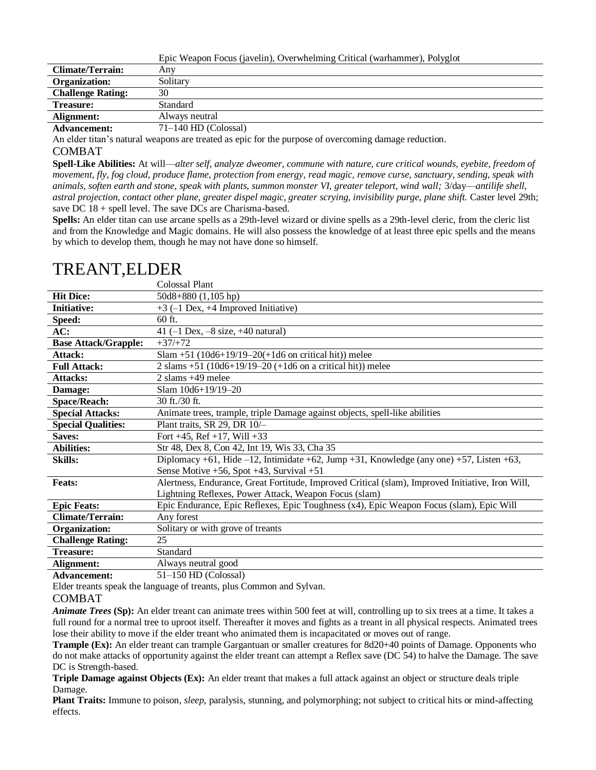| | Epic Weapon Focus (javelin), Overwhelming Critical (warhammer), Polyglot |
|---|---|
| **Climate/Terrain:** | Any |
| **Organization:** | Solitary |
| **Challenge Rating:** | 30 |
| **Treasure:** | Standard |
| **Alignment:** | Always neutral |
| **Advancement:** | 71–140 HD (Colossal) |

An elder titan's natural weapons are treated as epic for the purpose of overcoming damage reduction.

### COMBAT

**Spell-Like Abilities:** At will—*alter self, analyze dweomer, commune with nature, cure critical wounds, eyebite, freedom of movement, fly, fog cloud, produce flame, protection from energy, read magic, remove curse, sanctuary, sending, speak with animals, soften earth and stone, speak with plants, summon monster VI, greater teleport, wind wall;* 3/day—*antilife shell, astral projection, contact other plane, greater dispel magic, greater scrying, invisibility purge, plane shift.* Caster level 29th; save DC 18 + spell level. The save DCs are Charisma-based.

**Spells:** An elder titan can use arcane spells as a 29th-level wizard or divine spells as a 29th-level cleric, from the cleric list and from the Knowledge and Magic domains. He will also possess the knowledge of at least three epic spells and the means by which to develop them, though he may not have done so himself.

# TREANT,ELDER

| | Colossal Plant |
|---|---|
| **Hit Dice:** | 50d8+880 (1,105 hp) |
| **Initiative:** | +3 (–1 Dex, +4 Improved Initiative) |
| **Speed:** | 60 ft. |
| **AC:** | 41 (–1 Dex, –8 size, +40 natural) |
| **Base Attack/Grapple:** | +37/+72 |
| **Attack:** | Slam +51 (10d6+19/19–20(+1d6 on critical hit)) melee |
| **Full Attack:** | 2 slams +51 (10d6+19/19–20 (+1d6 on a critical hit)) melee |
| **Attacks:** | 2 slams +49 melee |
| **Damage:** | Slam 10d6+19/19–20 |
| **Space/Reach:** | 30 ft./30 ft. |
| **Special Attacks:** | Animate trees, trample, triple Damage against objects, spell-like abilities |
| **Special Qualities:** | Plant traits, SR 29, DR 10/– |
| **Saves:** | Fort +45, Ref +17, Will +33 |
| **Abilities:** | Str 48, Dex 8, Con 42, Int 19, Wis 33, Cha 35 |
| **Skills:** | Diplomacy +61, Hide –12, Intimidate +62, Jump +31, Knowledge (any one) +57, Listen +63, Sense Motive +56, Spot +43, Survival +51 |
| **Feats:** | Alertness, Endurance, Great Fortitude, Improved Critical (slam), Improved Initiative, Iron Will, Lightning Reflexes, Power Attack, Weapon Focus (slam) |
| **Epic Feats:** | Epic Endurance, Epic Reflexes, Epic Toughness (x4), Epic Weapon Focus (slam), Epic Will |
| **Climate/Terrain:** | Any forest |
| **Organization:** | Solitary or with grove of treants |
| **Challenge Rating:** | 25 |
| **Treasure:** | Standard |
| **Alignment:** | Always neutral good |
| **Advancement:** | 51–150 HD (Colossal) |

Elder treants speak the language of treants, plus Common and Sylvan.

### COMBAT

***Animate Trees* (Sp):** An elder treant can animate trees within 500 feet at will, controlling up to six trees at a time. It takes a full round for a normal tree to uproot itself. Thereafter it moves and fights as a treant in all physical respects. Animated trees lose their ability to move if the elder treant who animated them is incapacitated or moves out of range.

**Trample (Ex):** An elder treant can trample Gargantuan or smaller creatures for 8d20+40 points of Damage. Opponents who do not make attacks of opportunity against the elder treant can attempt a Reflex save (DC 54) to halve the Damage. The save DC is Strength-based.

**Triple Damage against Objects (Ex):** An elder treant that makes a full attack against an object or structure deals triple Damage.

**Plant Traits:** Immune to poison, *sleep,* paralysis, stunning, and polymorphing; not subject to critical hits or mind-affecting effects.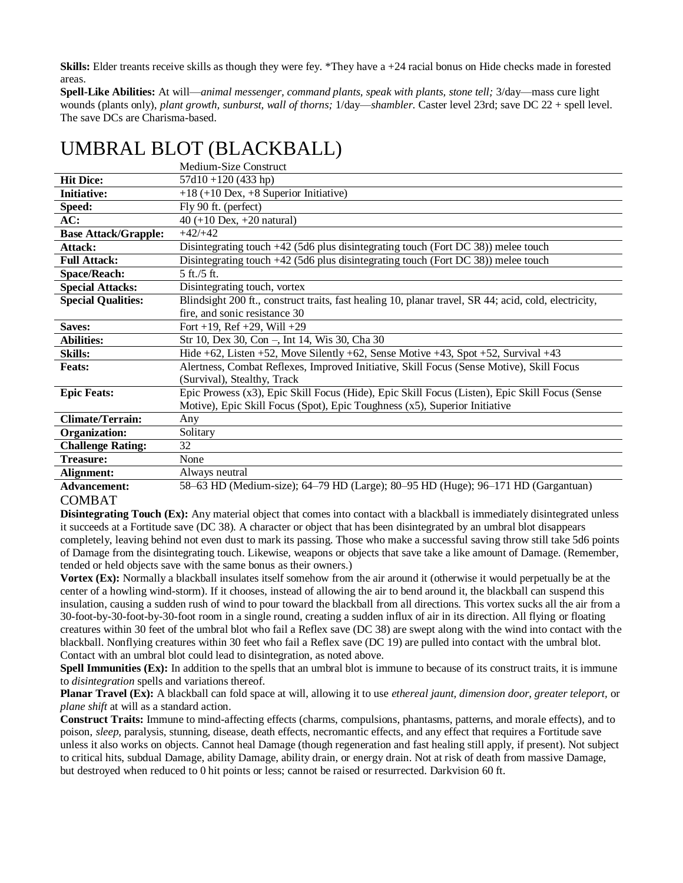**Skills:** Elder treants receive skills as though they were fey. *They have a +24 racial bonus on Hide checks made in forested areas.

**Spell-Like Abilities:** At will—*animal messenger, command plants, speak with plants, stone tell;* 3/day—mass cure light wounds (plants only), *plant growth, sunburst, wall of thorns;* 1/day—*shambler.* Caster level 23rd; save DC 22 + spell level. The save DCs are Charisma-based.

# UMBRAL BLOT (BLACKBALL)

| | Medium-Size Construct |
|---|---|
| **Hit Dice:** | 57d10 +120 (433 hp) |
| **Initiative:** | +18 (+10 Dex, +8 Superior Initiative) |
| **Speed:** | Fly 90 ft. (perfect) |
| **AC:** | 40 (+10 Dex, +20 natural) |
| **Base Attack/Grapple:** | +42/+42 |
| **Attack:** | Disintegrating touch +42 (5d6 plus disintegrating touch (Fort DC 38)) melee touch |
| **Full Attack:** | Disintegrating touch +42 (5d6 plus disintegrating touch (Fort DC 38)) melee touch |
| **Space/Reach:** | 5 ft./5 ft. |
| **Special Attacks:** | Disintegrating touch, vortex |
| **Special Qualities:** | Blindsight 200 ft., construct traits, fast healing 10, planar travel, SR 44; acid, cold, electricity, fire, and sonic resistance 30 |
| **Saves:** | Fort +19, Ref +29, Will +29 |
| **Abilities:** | Str 10, Dex 30, Con –, Int 14, Wis 30, Cha 30 |
| **Skills:** | Hide +62, Listen +52, Move Silently +62, Sense Motive +43, Spot +52, Survival +43 |
| **Feats:** | Alertness, Combat Reflexes, Improved Initiative, Skill Focus (Sense Motive), Skill Focus (Survival), Stealthy, Track |
| **Epic Feats:** | Epic Prowess (x3), Epic Skill Focus (Hide), Epic Skill Focus (Listen), Epic Skill Focus (Sense Motive), Epic Skill Focus (Spot), Epic Toughness (x5), Superior Initiative |
| **Climate/Terrain:** | Any |
| **Organization:** | Solitary |
| **Challenge Rating:** | 32 |
| **Treasure:** | None |
| **Alignment:** | Always neutral |
| **Advancement:** | 58–63 HD (Medium-size); 64–79 HD (Large); 80–95 HD (Huge); 96–171 HD (Gargantuan) |

## COMBAT

**Disintegrating Touch (Ex):** Any material object that comes into contact with a blackball is immediately disintegrated unless it succeeds at a Fortitude save (DC 38). A character or object that has been disintegrated by an umbral blot disappears completely, leaving behind not even dust to mark its passing. Those who make a successful saving throw still take 5d6 points of Damage from the disintegrating touch. Likewise, weapons or objects that save take a like amount of Damage. (Remember, tended or held objects save with the same bonus as their owners.)

**Vortex (Ex):** Normally a blackball insulates itself somehow from the air around it (otherwise it would perpetually be at the center of a howling wind-storm). If it chooses, instead of allowing the air to bend around it, the blackball can suspend this insulation, causing a sudden rush of wind to pour toward the blackball from all directions. This vortex sucks all the air from a 30-foot-by-30-foot-by-30-foot room in a single round, creating a sudden influx of air in its direction. All flying or floating creatures within 30 feet of the umbral blot who fail a Reflex save (DC 38) are swept along with the wind into contact with the blackball. Nonflying creatures within 30 feet who fail a Reflex save (DC 19) are pulled into contact with the umbral blot. Contact with an umbral blot could lead to disintegration, as noted above.

**Spell Immunities (Ex):** In addition to the spells that an umbral blot is immune to because of its construct traits, it is immune to *disintegration* spells and variations thereof.

**Planar Travel (Ex):** A blackball can fold space at will, allowing it to use *ethereal jaunt, dimension door, greater teleport,* or *plane shift* at will as a standard action.

**Construct Traits:** Immune to mind-affecting effects (charms, compulsions, phantasms, patterns, and morale effects), and to poison, *sleep*, paralysis, stunning, disease, death effects, necromantic effects, and any effect that requires a Fortitude save unless it also works on objects. Cannot heal Damage (though regeneration and fast healing still apply, if present). Not subject to critical hits, subdual Damage, ability Damage, ability drain, or energy drain. Not at risk of death from massive Damage, but destroyed when reduced to 0 hit points or less; cannot be raised or resurrected. Darkvision 60 ft.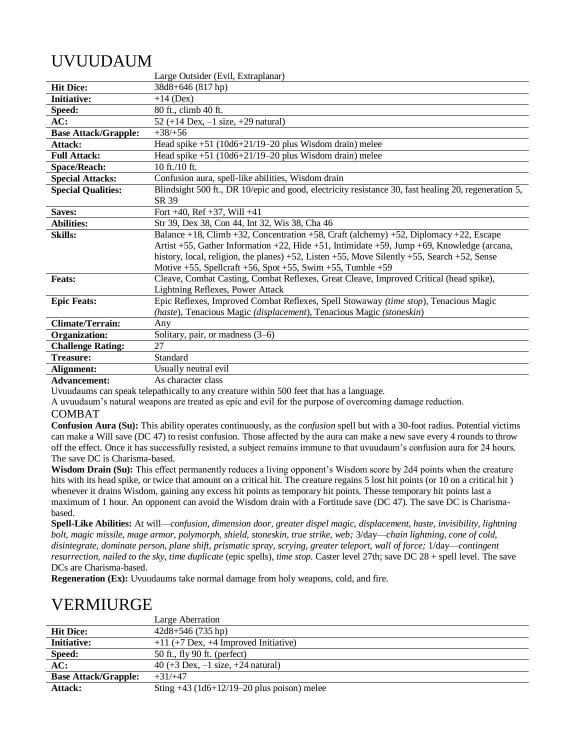# UVUUDAUM

| | Large Outsider (Evil, Extraplanar) |
|---|---|
| **Hit Dice:** | 38d8+646 (817 hp) |
| **Initiative:** | +14 (Dex) |
| **Speed:** | 80 ft., climb 40 ft. |
| **AC:** | 52 (+14 Dex, –1 size, +29 natural) |
| **Base Attack/Grapple:** | +38/+56 |
| **Attack:** | Head spike +51 (10d6+21/19–20 plus Wisdom drain) melee |
| **Full Attack:** | Head spike +51 (10d6+21/19–20 plus Wisdom drain) melee |
| **Space/Reach:** | 10 ft./10 ft. |
| **Special Attacks:** | Confusion aura, spell-like abilities, Wisdom drain |
| **Special Qualities:** | Blindsight 500 ft., DR 10/epic and good, electricity resistance 30, fast healing 20, regeneration 5, SR 39 |
| **Saves:** | Fort +40, Ref +37, Will +41 |
| **Abilities:** | Str 39, Dex 38, Con 44, Int 32, Wis 38, Cha 46 |
| **Skills:** | Balance +18, Climb +32, Concentration +58, Craft (alchemy) +52, Diplomacy +22, Escape Artist +55, Gather Information +22, Hide +51, Intimidate +59, Jump +69, Knowledge (arcana, history, local, religion, the planes) +52, Listen +55, Move Silently +55, Search +52, Sense Motive +55, Spellcraft +56, Spot +55, Swim +55, Tumble +59 |
| **Feats:** | Cleave, Combat Casting, Combat Reflexes, Great Cleave, Improved Critical (head spike), Lightning Reflexes, Power Attack |
| **Epic Feats:** | Epic Reflexes, Improved Combat Reflexes, Spell Stowaway *(time stop)*, Tenacious Magic *(haste)*, Tenacious Magic *(displacement)*, Tenacious Magic *(stoneskin)* |
| **Climate/Terrain:** | Any |
| **Organization:** | Solitary, pair, or madness (3–6) |
| **Challenge Rating:** | 27 |
| **Treasure:** | Standard |
| **Alignment:** | Usually neutral evil |
| **Advancement:** | As character class |

Uvuudaums can speak telepathically to any creature within 500 feet that has a language.

A uvuudaum's natural weapons are treated as epic and evil for the purpose of overcoming damage reduction.

## COMBAT

**Confusion Aura (Su):** This ability operates continuously, as the *confusion* spell but with a 30-foot radius. Potential victims can make a Will save (DC 47) to resist confusion. Those affected by the aura can make a new save every 4 rounds to throw off the effect. Once it has successfully resisted, a subject remains immune to that uvuudaum's confusion aura for 24 hours. The save DC is Charisma-based.

**Wisdom Drain (Su):** This effect permanently reduces a living opponent's Wisdom score by 2d4 points when the creature hits with its head spike, or twice that amount on a critical hit. The creature regains 5 lost hit points (or 10 on a critical hit ) whenever it drains Wisdom, gaining any excess hit points as temporary hit points. Thesse temporary hit points last a maximum of 1 hour. An opponent can avoid the Wisdom drain with a Fortitude save (DC 47). The save DC is Charisma-based.

**Spell-Like Abilities:** At will—*confusion, dimension door, greater dispel magic, displacement, haste, invisibility, lightning bolt, magic missile, mage armor, polymorph, shield, stoneskin, true strike, web;* 3/day—*chain lightning, cone of cold, disintegrate, dominate person, plane shift, prismatic spray, scrying, greater teleport, wall of force;* 1/day—*contingent resurrection, nailed to the sky, time duplicate* (epic spells), *time stop.* Caster level 27th; save DC 28 + spell level. The save DCs are Charisma-based.

**Regeneration (Ex):** Uvuudaums take normal damage from holy weapons, cold, and fire.

# VERMIURGE

| | Large Aberration |
|---|---|
| **Hit Dice:** | 42d8+546 (735 hp) |
| **Initiative:** | +11 (+7 Dex, +4 Improved Initiative) |
| **Speed:** | 50 ft., fly 90 ft. (perfect) |
| **AC:** | 40 (+3 Dex, –1 size, +24 natural) |
| **Base Attack/Grapple:** | +31/+47 |
| **Attack:** | Sting +43 (1d6+12/19–20 plus poison) melee |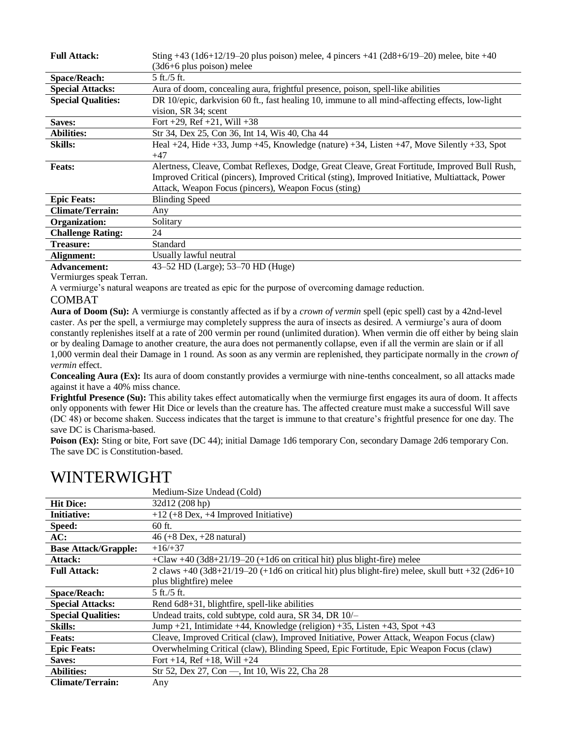| | |
|---|---|
| **Full Attack:** | Sting +43 (1d6+12/19–20 plus poison) melee, 4 pincers +41 (2d8+6/19–20) melee, bite +40 (3d6+6 plus poison) melee |
| **Space/Reach:** | 5 ft./5 ft. |
| **Special Attacks:** | Aura of doom, concealing aura, frightful presence, poison, spell-like abilities |
| **Special Qualities:** | DR 10/epic, darkvision 60 ft., fast healing 10, immune to all mind-affecting effects, low-light vision, SR 34; scent |
| **Saves:** | Fort +29, Ref +21, Will +38 |
| **Abilities:** | Str 34, Dex 25, Con 36, Int 14, Wis 40, Cha 44 |
| **Skills:** | Heal +24, Hide +33, Jump +45, Knowledge (nature) +34, Listen +47, Move Silently +33, Spot +47 |
| **Feats:** | Alertness, Cleave, Combat Reflexes, Dodge, Great Cleave, Great Fortitude, Improved Bull Rush, Improved Critical (pincers), Improved Critical (sting), Improved Initiative, Multiattack, Power Attack, Weapon Focus (pincers), Weapon Focus (sting) |
| **Epic Feats:** | Blinding Speed |
| **Climate/Terrain:** | Any |
| **Organization:** | Solitary |
| **Challenge Rating:** | 24 |
| **Treasure:** | Standard |
| **Alignment:** | Usually lawful neutral |
| **Advancement:** | 43–52 HD (Large); 53–70 HD (Huge) |

Vermiurges speak Terran.

A vermiurge's natural weapons are treated as epic for the purpose of overcoming damage reduction.

## COMBAT

**Aura of Doom (Su):** A vermiurge is constantly affected as if by a *crown of vermin* spell (epic spell) cast by a 42nd-level caster. As per the spell, a vermiurge may completely suppress the aura of insects as desired. A vermiurge's aura of doom constantly replenishes itself at a rate of 200 vermin per round (unlimited duration). When vermin die off either by being slain or by dealing Damage to another creature, the aura does not permanently collapse, even if all the vermin are slain or if all 1,000 vermin deal their Damage in 1 round. As soon as any vermin are replenished, they participate normally in the *crown of vermin* effect.

**Concealing Aura (Ex):** Its aura of doom constantly provides a vermiurge with nine-tenths concealment, so all attacks made against it have a 40% miss chance.

**Frightful Presence (Su):** This ability takes effect automatically when the vermiurge first engages its aura of doom. It affects only opponents with fewer Hit Dice or levels than the creature has. The affected creature must make a successful Will save (DC 48) or become shaken. Success indicates that the target is immune to that creature's frightful presence for one day. The save DC is Charisma-based.

**Poison (Ex):** Sting or bite, Fort save (DC 44); initial Damage 1d6 temporary Con, secondary Damage 2d6 temporary Con. The save DC is Constitution-based.

# WINTERWIGHT

| | Medium-Size Undead (Cold) |
|---|---|
| **Hit Dice:** | 32d12 (208 hp) |
| **Initiative:** | +12 (+8 Dex, +4 Improved Initiative) |
| **Speed:** | 60 ft. |
| **AC:** | 46 (+8 Dex, +28 natural) |
| **Base Attack/Grapple:** | +16/+37 |
| **Attack:** | +Claw +40 (3d8+21/19–20 (+1d6 on critical hit) plus blight-fire) melee |
| **Full Attack:** | 2 claws +40 (3d8+21/19–20 (+1d6 on critical hit) plus blight-fire) melee, skull butt +32 (2d6+10 plus blightfire) melee |
| **Space/Reach:** | 5 ft./5 ft. |
| **Special Attacks:** | Rend 6d8+31, blightfire, spell-like abilities |
| **Special Qualities:** | Undead traits, cold subtype, cold aura, SR 34, DR 10/– |
| **Skills:** | Jump +21, Intimidate +44, Knowledge (religion) +35, Listen +43, Spot +43 |
| **Feats:** | Cleave, Improved Critical (claw), Improved Initiative, Power Attack, Weapon Focus (claw) |
| **Epic Feats:** | Overwhelming Critical (claw), Blinding Speed, Epic Fortitude, Epic Weapon Focus (claw) |
| **Saves:** | Fort +14, Ref +18, Will +24 |
| **Abilities:** | Str 52, Dex 27, Con —, Int 10, Wis 22, Cha 28 |
| **Climate/Terrain:** | Any |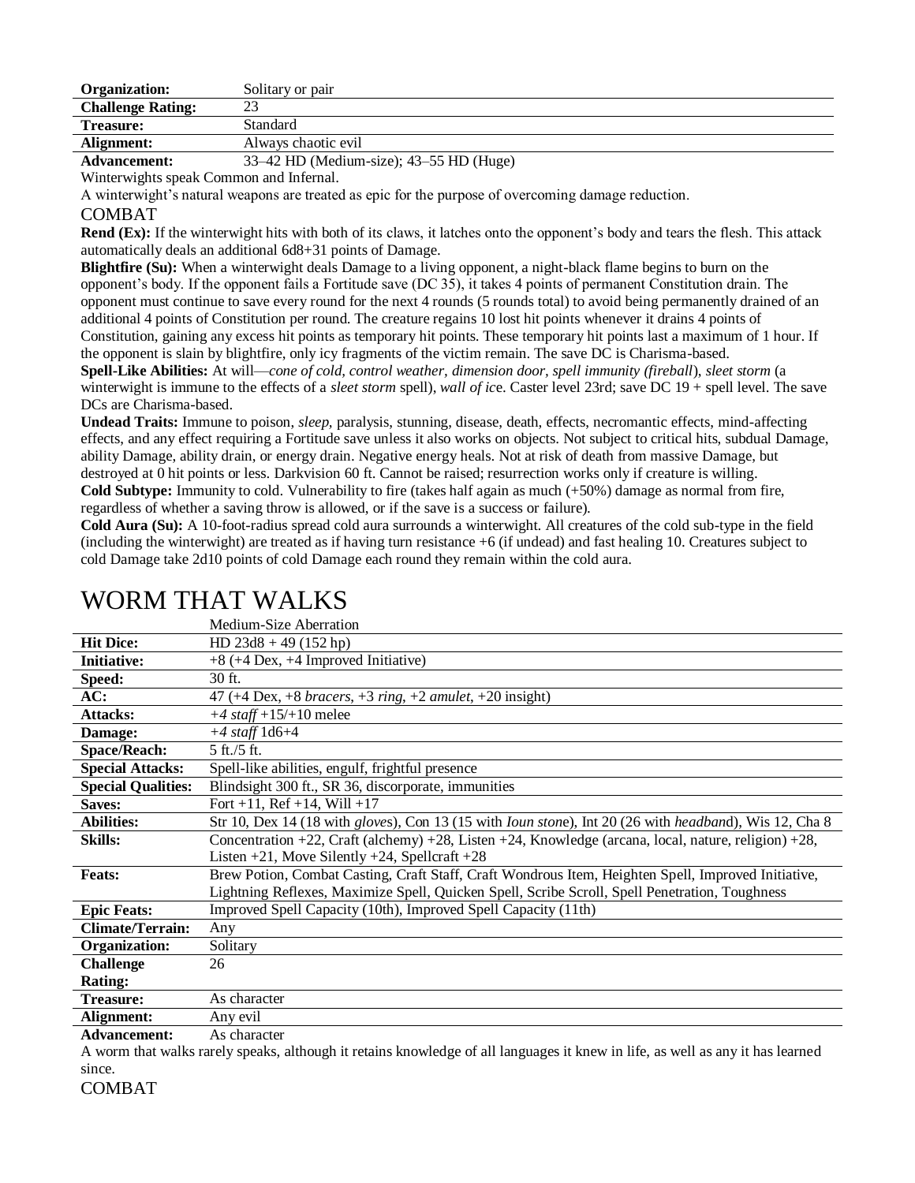| | |
|---|---|
| **Organization:** | Solitary or pair |
| **Challenge Rating:** | 23 |
| **Treasure:** | Standard |
| **Alignment:** | Always chaotic evil |
| **Advancement:** | 33–42 HD (Medium-size); 43–55 HD (Huge) |

Winterwights speak Common and Infernal.

A winterwight's natural weapons are treated as epic for the purpose of overcoming damage reduction.

COMBAT

**Rend (Ex):** If the winterwight hits with both of its claws, it latches onto the opponent's body and tears the flesh. This attack automatically deals an additional 6d8+31 points of Damage.

**Blightfire (Su):** When a winterwight deals Damage to a living opponent, a night-black flame begins to burn on the opponent's body. If the opponent fails a Fortitude save (DC 35), it takes 4 points of permanent Constitution drain. The opponent must continue to save every round for the next 4 rounds (5 rounds total) to avoid being permanently drained of an additional 4 points of Constitution per round. The creature regains 10 lost hit points whenever it drains 4 points of Constitution, gaining any excess hit points as temporary hit points. These temporary hit points last a maximum of 1 hour. If the opponent is slain by blightfire, only icy fragments of the victim remain. The save DC is Charisma-based.

**Spell-Like Abilities:** At will—*cone of cold, control weather, dimension door, spell immunity (fireball*), *sleet storm* (a winterwight is immune to the effects of a *sleet storm* spell), *wall of ic*e. Caster level 23rd; save DC 19 + spell level. The save DCs are Charisma-based.

**Undead Traits:** Immune to poison, *sleep*, paralysis, stunning, disease, death, effects, necromantic effects, mind-affecting effects, and any effect requiring a Fortitude save unless it also works on objects. Not subject to critical hits, subdual Damage, ability Damage, ability drain, or energy drain. Negative energy heals. Not at risk of death from massive Damage, but destroyed at 0 hit points or less. Darkvision 60 ft. Cannot be raised; resurrection works only if creature is willing.

**Cold Subtype:** Immunity to cold. Vulnerability to fire (takes half again as much (+50%) damage as normal from fire, regardless of whether a saving throw is allowed, or if the save is a success or failure).

**Cold Aura (Su):** A 10-foot-radius spread cold aura surrounds a winterwight. All creatures of the cold sub-type in the field (including the winterwight) are treated as if having turn resistance +6 (if undead) and fast healing 10. Creatures subject to cold Damage take 2d10 points of cold Damage each round they remain within the cold aura.

# WORM THAT WALKS

| | Medium-Size Aberration |
|---|---|
| **Hit Dice:** | HD 23d8 + 49 (152 hp) |
| **Initiative:** | +8 (+4 Dex, +4 Improved Initiative) |
| **Speed:** | 30 ft. |
| **AC:** | 47 (+4 Dex, +8 *bracers*, +3 *ring*, +2 *amulet*, +20 insight) |
| **Attacks:** | *+4 staff* +15/+10 melee |
| **Damage:** | *+4 staff* 1d6+4 |
| **Space/Reach:** | 5 ft./5 ft. |
| **Special Attacks:** | Spell-like abilities, engulf, frightful presence |
| **Special Qualities:** | Blindsight 300 ft., SR 36, discorporate, immunities |
| **Saves:** | Fort +11, Ref +14, Will +17 |
| **Abilities:** | Str 10, Dex 14 (18 with *gloves*), Con 13 (15 with *Ioun stone*), Int 20 (26 with *headband*), Wis 12, Cha 8 |
| **Skills:** | Concentration +22, Craft (alchemy) +28, Listen +24, Knowledge (arcana, local, nature, religion) +28, Listen +21, Move Silently +24, Spellcraft +28 |
| **Feats:** | Brew Potion, Combat Casting, Craft Staff, Craft Wondrous Item, Heighten Spell, Improved Initiative, Lightning Reflexes, Maximize Spell, Quicken Spell, Scribe Scroll, Spell Penetration, Toughness |
| **Epic Feats:** | Improved Spell Capacity (10th), Improved Spell Capacity (11th) |
| **Climate/Terrain:** | Any |
| **Organization:** | Solitary |
| **Challenge Rating:** | 26 |
| **Treasure:** | As character |
| **Alignment:** | Any evil |
| **Advancement:** | As character |

A worm that walks rarely speaks, although it retains knowledge of all languages it knew in life, as well as any it has learned since.

COMBAT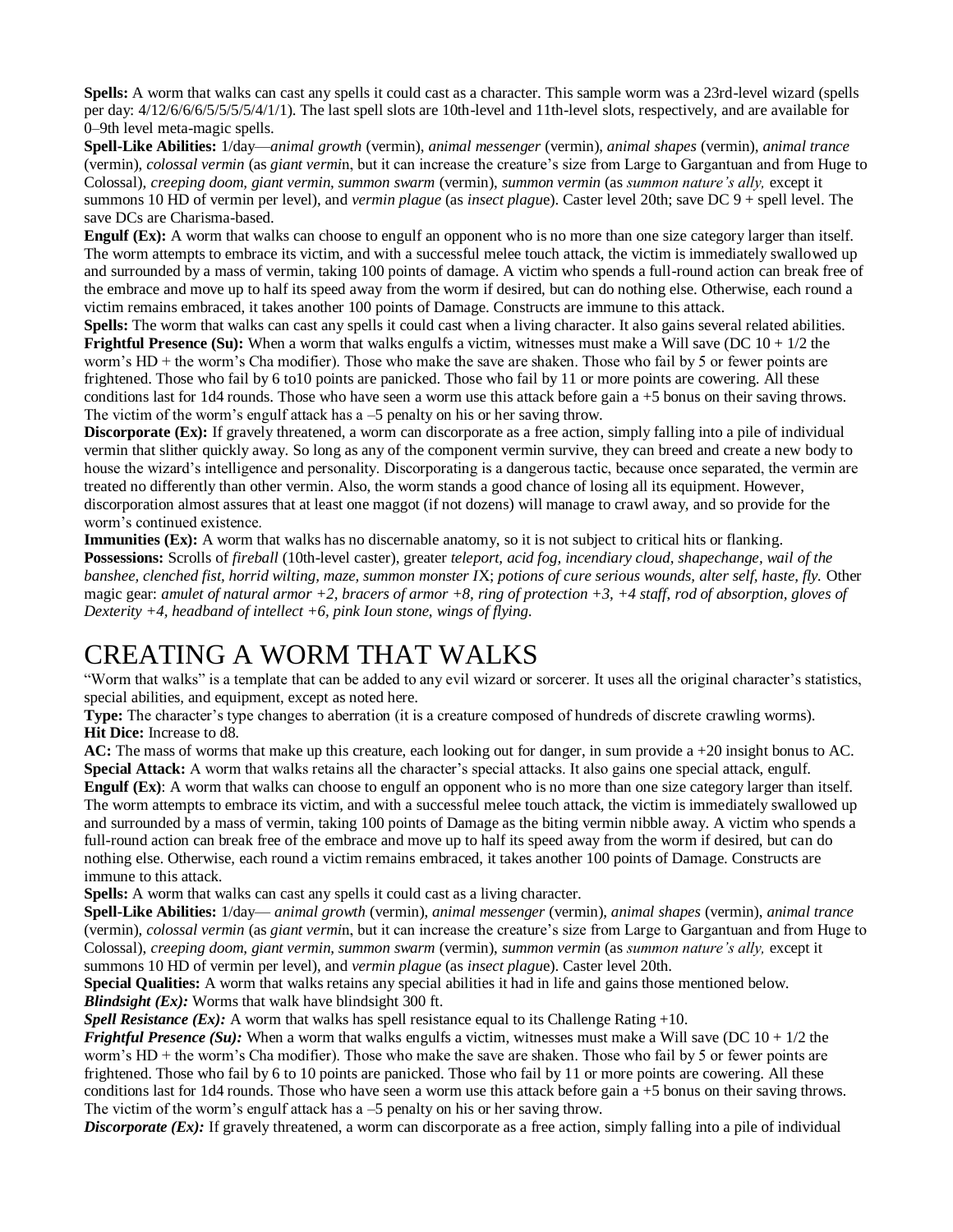**Spells:** A worm that walks can cast any spells it could cast as a character. This sample worm was a 23rd-level wizard (spells per day: 4/12/6/6/6/5/5/5/5/4/1/1). The last spell slots are 10th-level and 11th-level slots, respectively, and are available for 0–9th level meta-magic spells.

**Spell-Like Abilities:** 1/day—*animal growth* (vermin), *animal messenger* (vermin), *animal shapes* (vermin), *animal trance* (vermin), *colossal vermin* (as *giant vermin*, but it can increase the creature's size from Large to Gargantuan and from Huge to Colossal), *creeping doom, giant vermin, summon swarm* (vermin), *summon vermin* (as *summon nature's ally,* except it summons 10 HD of vermin per level), and *vermin plague* (as *insect plague*). Caster level 20th; save DC 9 + spell level. The save DCs are Charisma-based.

**Engulf (Ex):** A worm that walks can choose to engulf an opponent who is no more than one size category larger than itself. The worm attempts to embrace its victim, and with a successful melee touch attack, the victim is immediately swallowed up and surrounded by a mass of vermin, taking 100 points of damage. A victim who spends a full-round action can break free of the embrace and move up to half its speed away from the worm if desired, but can do nothing else. Otherwise, each round a victim remains embraced, it takes another 100 points of Damage. Constructs are immune to this attack.

**Spells:** The worm that walks can cast any spells it could cast when a living character. It also gains several related abilities.

**Frightful Presence (Su):** When a worm that walks engulfs a victim, witnesses must make a Will save (DC 10 + 1/2 the worm's HD + the worm's Cha modifier). Those who make the save are shaken. Those who fail by 5 or fewer points are frightened. Those who fail by 6 to10 points are panicked. Those who fail by 11 or more points are cowering. All these conditions last for 1d4 rounds. Those who have seen a worm use this attack before gain a +5 bonus on their saving throws. The victim of the worm's engulf attack has a –5 penalty on his or her saving throw.

**Discorporate (Ex):** If gravely threatened, a worm can discorporate as a free action, simply falling into a pile of individual vermin that slither quickly away. So long as any of the component vermin survive, they can breed and create a new body to house the wizard's intelligence and personality. Discorporating is a dangerous tactic, because once separated, the vermin are treated no differently than other vermin. Also, the worm stands a good chance of losing all its equipment. However, discorporation almost assures that at least one maggot (if not dozens) will manage to crawl away, and so provide for the worm's continued existence.

**Immunities (Ex):** A worm that walks has no discernable anatomy, so it is not subject to critical hits or flanking.

**Possessions:** Scrolls of *fireball* (10th-level caster), greater *teleport, acid fog, incendiary cloud, shapechange, wail of the banshee, clenched fist, horrid wilting, maze, summon monster IX*; *potions of cure serious wounds, alter self, haste, fly.* Other magic gear: *amulet of natural armor +2, bracers of armor +8, ring of protection +3, +4 staff, rod of absorption, gloves of Dexterity +4, headband of intellect +6, pink Ioun stone, wings of flying.*

# CREATING A WORM THAT WALKS

"Worm that walks" is a template that can be added to any evil wizard or sorcerer. It uses all the original character's statistics, special abilities, and equipment, except as noted here.

**Type:** The character's type changes to aberration (it is a creature composed of hundreds of discrete crawling worms).

**Hit Dice:** Increase to d8.

**AC:** The mass of worms that make up this creature, each looking out for danger, in sum provide a +20 insight bonus to AC.

**Special Attack:** A worm that walks retains all the character's special attacks. It also gains one special attack, engulf.

**Engulf (Ex)**: A worm that walks can choose to engulf an opponent who is no more than one size category larger than itself. The worm attempts to embrace its victim, and with a successful melee touch attack, the victim is immediately swallowed up and surrounded by a mass of vermin, taking 100 points of Damage as the biting vermin nibble away. A victim who spends a full-round action can break free of the embrace and move up to half its speed away from the worm if desired, but can do nothing else. Otherwise, each round a victim remains embraced, it takes another 100 points of Damage. Constructs are immune to this attack.

**Spells:** A worm that walks can cast any spells it could cast as a living character.

**Spell-Like Abilities:** 1/day— *animal growth* (vermin), *animal messenger* (vermin), *animal shapes* (vermin), *animal trance* (vermin), *colossal vermin* (as *giant vermin*, but it can increase the creature's size from Large to Gargantuan and from Huge to Colossal), *creeping doom, giant vermin, summon swarm* (vermin), *summon vermin* (as *summon nature's ally,* except it summons 10 HD of vermin per level), and *vermin plague* (as *insect plague*). Caster level 20th.

**Special Qualities:** A worm that walks retains any special abilities it had in life and gains those mentioned below.

***Blindsight (Ex):*** Worms that walk have blindsight 300 ft.

***Spell Resistance (Ex):*** A worm that walks has spell resistance equal to its Challenge Rating +10.

***Frightful Presence (Su):*** When a worm that walks engulfs a victim, witnesses must make a Will save (DC 10 + 1/2 the worm's HD + the worm's Cha modifier). Those who make the save are shaken. Those who fail by 5 or fewer points are frightened. Those who fail by 6 to 10 points are panicked. Those who fail by 11 or more points are cowering. All these conditions last for 1d4 rounds. Those who have seen a worm use this attack before gain a +5 bonus on their saving throws. The victim of the worm's engulf attack has a –5 penalty on his or her saving throw.

***Discorporate (Ex):*** If gravely threatened, a worm can discorporate as a free action, simply falling into a pile of individual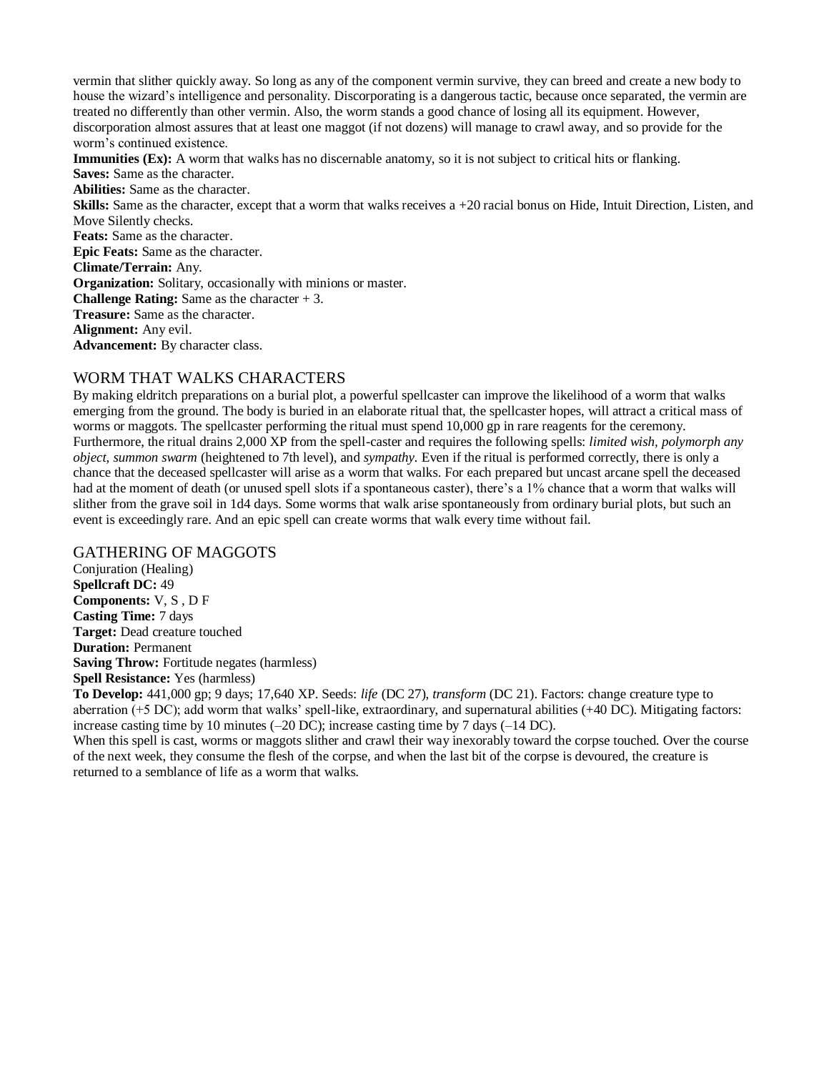vermin that slither quickly away. So long as any of the component vermin survive, they can breed and create a new body to house the wizard's intelligence and personality. Discorporating is a dangerous tactic, because once separated, the vermin are treated no differently than other vermin. Also, the worm stands a good chance of losing all its equipment. However, discorporation almost assures that at least one maggot (if not dozens) will manage to crawl away, and so provide for the worm's continued existence.

**Immunities (Ex):** A worm that walks has no discernable anatomy, so it is not subject to critical hits or flanking.
**Saves:** Same as the character.
**Abilities:** Same as the character.
**Skills:** Same as the character, except that a worm that walks receives a +20 racial bonus on Hide, Intuit Direction, Listen, and Move Silently checks.
**Feats:** Same as the character.
**Epic Feats:** Same as the character.
**Climate/Terrain:** Any.
**Organization:** Solitary, occasionally with minions or master.
**Challenge Rating:** Same as the character + 3.
**Treasure:** Same as the character.
**Alignment:** Any evil.
**Advancement:** By character class.

## WORM THAT WALKS CHARACTERS

By making eldritch preparations on a burial plot, a powerful spellcaster can improve the likelihood of a worm that walks emerging from the ground. The body is buried in an elaborate ritual that, the spellcaster hopes, will attract a critical mass of worms or maggots. The spellcaster performing the ritual must spend 10,000 gp in rare reagents for the ceremony. Furthermore, the ritual drains 2,000 XP from the spell-caster and requires the following spells: *limited wish, polymorph any object, summon swarm* (heightened to 7th level), and *sympathy.* Even if the ritual is performed correctly, there is only a chance that the deceased spellcaster will arise as a worm that walks. For each prepared but uncast arcane spell the deceased had at the moment of death (or unused spell slots if a spontaneous caster), there's a 1% chance that a worm that walks will slither from the grave soil in 1d4 days. Some worms that walk arise spontaneously from ordinary burial plots, but such an event is exceedingly rare. And an epic spell can create worms that walk every time without fail.

## GATHERING OF MAGGOTS

Conjuration (Healing)
**Spellcraft DC:** 49
**Components:** V, S , D F
**Casting Time:** 7 days
**Target:** Dead creature touched
**Duration:** Permanent
**Saving Throw:** Fortitude negates (harmless)
**Spell Resistance:** Yes (harmless)
**To Develop:** 441,000 gp; 9 days; 17,640 XP. Seeds: *life* (DC 27), *transform* (DC 21). Factors: change creature type to aberration (+5 DC); add worm that walks' spell-like, extraordinary, and supernatural abilities (+40 DC). Mitigating factors: increase casting time by 10 minutes (–20 DC); increase casting time by 7 days (–14 DC).
When this spell is cast, worms or maggots slither and crawl their way inexorably toward the corpse touched. Over the course of the next week, they consume the flesh of the corpse, and when the last bit of the corpse is devoured, the creature is returned to a semblance of life as a worm that walks.